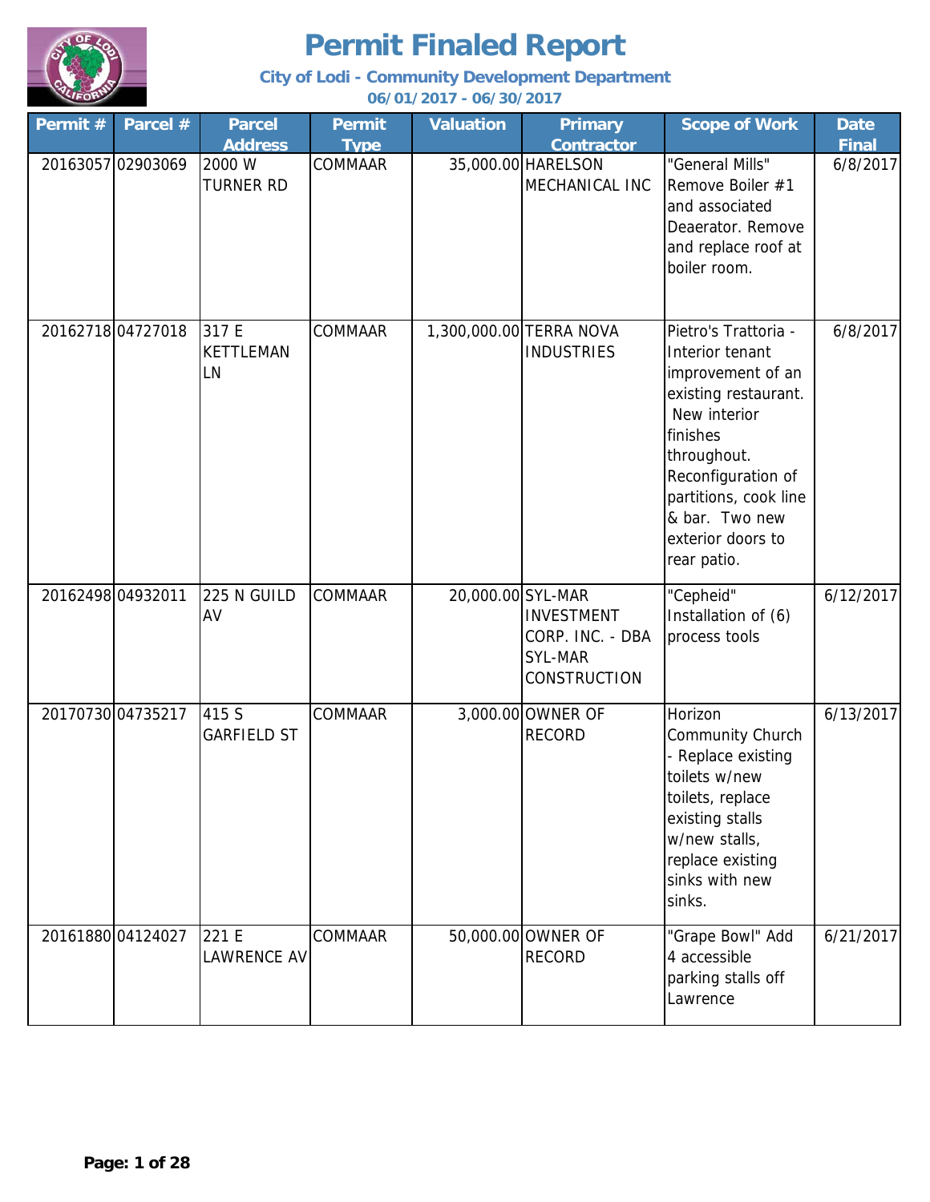# Permit Finaled Report

**City of Lodi - Community Development Department**

**06/01/2017 - 06/30/2017**

| Permit # | Parcel # | Parcel Address | Permit Type | Valuation | Primary Contractor | Scope of Work | Date Final |
|---|---|---|---|---|---|---|---|
| 20163057 | 02903069 | 2000 W TURNER RD | COMMAAR | 35,000.00 | HARELSON MECHANICAL INC | "General Mills" Remove Boiler #1 and associated Deaerator. Remove and replace roof at boiler room. | 6/8/2017 |
| 20162718 | 04727018 | 317 E KETTLEMAN LN | COMMAAR | 1,300,000.00 | TERRA NOVA INDUSTRIES | Pietro's Trattoria - Interior tenant improvement of an existing restaurant. New interior finishes throughout. Reconfiguration of partitions, cook line & bar. Two new exterior doors to rear patio. | 6/8/2017 |
| 20162498 | 04932011 | 225 N GUILD AV | COMMAAR | 20,000.00 | SYL-MAR INVESTMENT CORP. INC. - DBA SYL-MAR CONSTRUCTION | "Cepheid" Installation of (6) process tools | 6/12/2017 |
| 20170730 | 04735217 | 415 S GARFIELD ST | COMMAAR | 3,000.00 | OWNER OF RECORD | Horizon Community Church - Replace existing toilets w/new toilets, replace existing stalls w/new stalls, replace existing sinks with new sinks. | 6/13/2017 |
| 20161880 | 04124027 | 221 E LAWRENCE AV | COMMAAR | 50,000.00 | OWNER OF RECORD | "Grape Bowl" Add 4 accessible parking stalls off Lawrence | 6/21/2017 |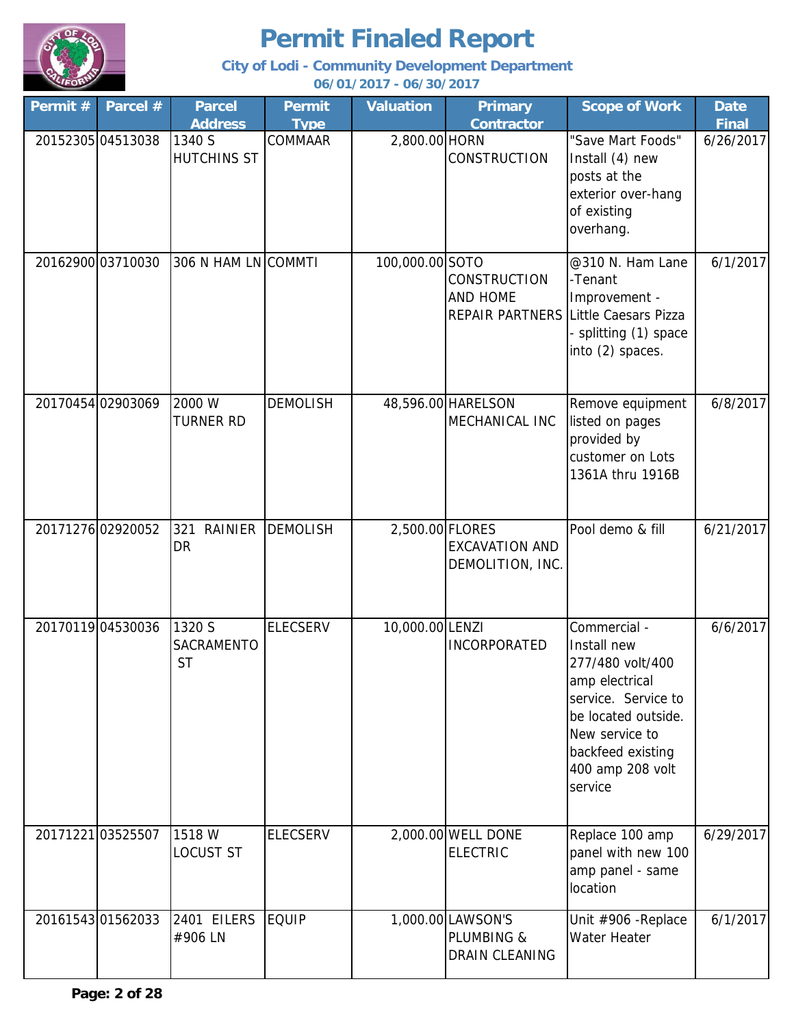# Permit Finaled Report

**City of Lodi - Community Development Department**

**06/01/2017 - 06/30/2017**

| Permit # | Parcel # | Parcel Address | Permit Type | Valuation | Primary Contractor | Scope of Work | Date Final |
|---|---|---|---|---|---|---|---|
| 20152305 | 04513038 | 1340 S HUTCHINS ST | COMMAAR | 2,800.00 | HORN CONSTRUCTION | "Save Mart Foods" Install (4) new posts at the exterior over-hang of existing overhang. | 6/26/2017 |
| 20162900 | 03710030 | 306 N HAM LN | COMMTI | 100,000.00 | SOTO CONSTRUCTION AND HOME REPAIR PARTNERS | @310 N. Ham Lane -Tenant Improvement - Little Caesars Pizza - splitting (1) space into (2) spaces. | 6/1/2017 |
| 20170454 | 02903069 | 2000 W TURNER RD | DEMOLISH | 48,596.00 | HARELSON MECHANICAL INC | Remove equipment listed on pages provided by customer on Lots 1361A thru 1916B | 6/8/2017 |
| 20171276 | 02920052 | 321 RAINIER DR | DEMOLISH | 2,500.00 | FLORES EXCAVATION AND DEMOLITION, INC. | Pool demo & fill | 6/21/2017 |
| 20170119 | 04530036 | 1320 S SACRAMENTO ST | ELECSERV | 10,000.00 | LENZI INCORPORATED | Commercial - Install new 277/480 volt/400 amp electrical service. Service to be located outside. New service to backfeed existing 400 amp 208 volt service | 6/6/2017 |
| 20171221 | 03525507 | 1518 W LOCUST ST | ELECSERV | 2,000.00 | WELL DONE ELECTRIC | Replace 100 amp panel with new 100 amp panel - same location | 6/29/2017 |
| 20161543 | 01562033 | 2401 EILERS #906 LN | EQUIP | 1,000.00 | LAWSON'S PLUMBING & DRAIN CLEANING | Unit #906 -Replace Water Heater | 6/1/2017 |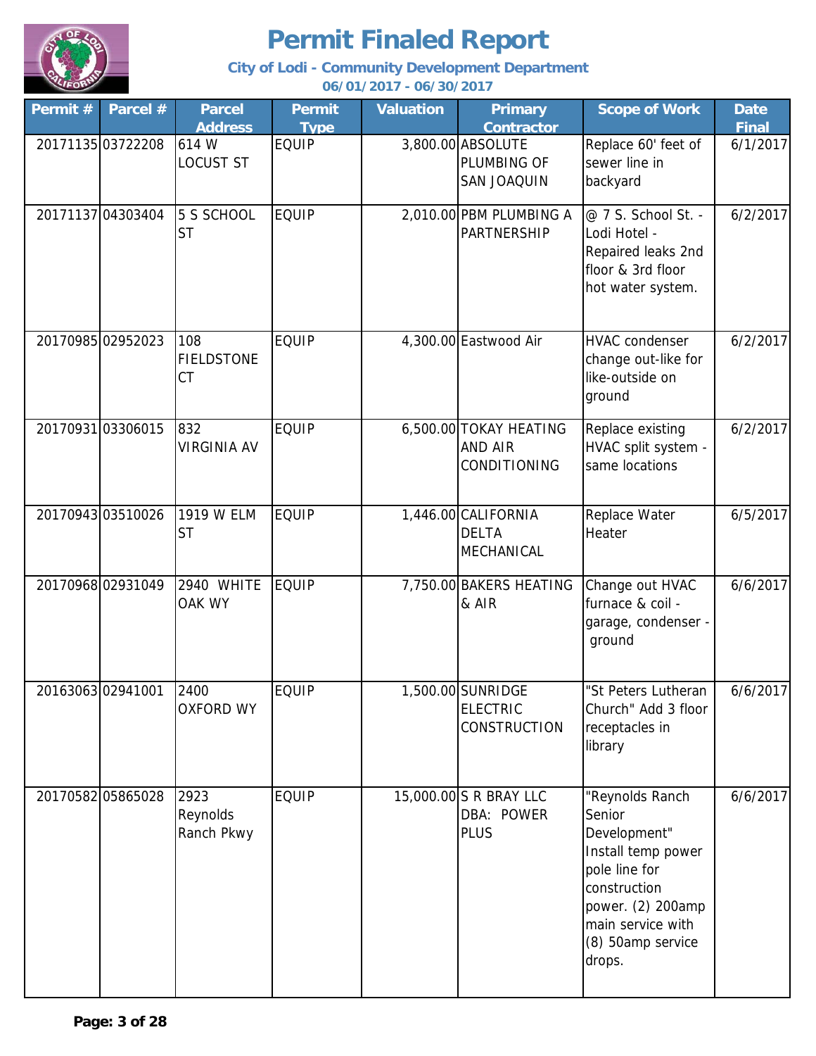# Permit Finaled Report

**City of Lodi - Community Development Department**

**06/01/2017 - 06/30/2017**

| Permit # | Parcel # | Parcel Address | Permit Type | Valuation | Primary Contractor | Scope of Work | Date Final |
|---|---|---|---|---|---|---|---|
| 20171135 | 03722208 | 614 W LOCUST ST | EQUIP | 3,800.00 | ABSOLUTE PLUMBING OF SAN JOAQUIN | Replace 60' feet of sewer line in backyard | 6/1/2017 |
| 20171137 | 04303404 | 5 S SCHOOL ST | EQUIP | 2,010.00 | PBM PLUMBING A PARTNERSHIP | @ 7 S. School St. - Lodi Hotel - Repaired leaks 2nd floor & 3rd floor hot water system. | 6/2/2017 |
| 20170985 | 02952023 | 108 FIELDSTONE CT | EQUIP | 4,300.00 | Eastwood Air | HVAC condenser change out-like for like-outside on ground | 6/2/2017 |
| 20170931 | 03306015 | 832 VIRGINIA AV | EQUIP | 6,500.00 | TOKAY HEATING AND AIR CONDITIONING | Replace existing HVAC split system - same locations | 6/2/2017 |
| 20170943 | 03510026 | 1919 W ELM ST | EQUIP | 1,446.00 | CALIFORNIA DELTA MECHANICAL | Replace Water Heater | 6/5/2017 |
| 20170968 | 02931049 | 2940 WHITE OAK WY | EQUIP | 7,750.00 | BAKERS HEATING & AIR | Change out HVAC furnace & coil - garage, condenser - ground | 6/6/2017 |
| 20163063 | 02941001 | 2400 OXFORD WY | EQUIP | 1,500.00 | SUNRIDGE ELECTRIC CONSTRUCTION | "St Peters Lutheran Church" Add 3 floor receptacles in library | 6/6/2017 |
| 20170582 | 05865028 | 2923 Reynolds Ranch Pkwy | EQUIP | 15,000.00 | S R BRAY LLC DBA: POWER PLUS | "Reynolds Ranch Senior Development" Install temp power pole line for construction power. (2) 200amp main service with (8) 50amp service drops. | 6/6/2017 |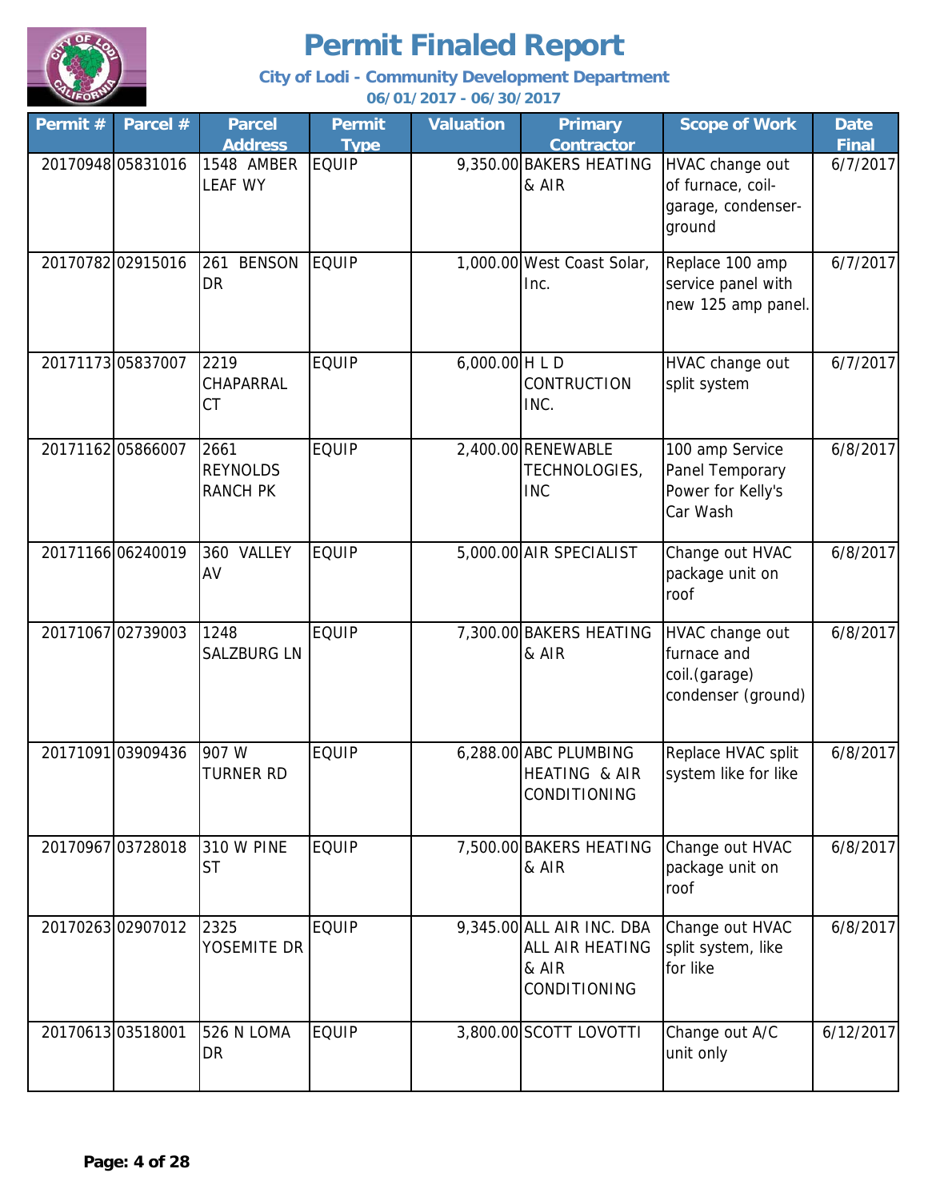# Permit Finaled Report

**City of Lodi - Community Development Department**

**06/01/2017 - 06/30/2017**

| Permit # | Parcel # | Parcel Address | Permit Type | Valuation | Primary Contractor | Scope of Work | Date Final |
|---|---|---|---|---|---|---|---|
| 20170948 | 05831016 | 1548 AMBER LEAF WY | EQUIP | 9,350.00 | BAKERS HEATING & AIR | HVAC change out of furnace, coil-garage, condenser-ground | 6/7/2017 |
| 20170782 | 02915016 | 261 BENSON DR | EQUIP | 1,000.00 | West Coast Solar, Inc. | Replace 100 amp service panel with new 125 amp panel. | 6/7/2017 |
| 20171173 | 05837007 | 2219 CHAPARRAL CT | EQUIP | 6,000.00 | H L D CONTRUCTION INC. | HVAC change out split system | 6/7/2017 |
| 20171162 | 05866007 | 2661 REYNOLDS RANCH PK | EQUIP | 2,400.00 | RENEWABLE TECHNOLOGIES, INC | 100 amp Service Panel Temporary Power for Kelly's Car Wash | 6/8/2017 |
| 20171166 | 06240019 | 360 VALLEY AV | EQUIP | 5,000.00 | AIR SPECIALIST | Change out HVAC package unit on roof | 6/8/2017 |
| 20171067 | 02739003 | 1248 SALZBURG LN | EQUIP | 7,300.00 | BAKERS HEATING & AIR | HVAC change out furnace and coil.(garage) condenser (ground) | 6/8/2017 |
| 20171091 | 03909436 | 907 W TURNER RD | EQUIP | 6,288.00 | ABC PLUMBING HEATING & AIR CONDITIONING | Replace HVAC split system like for like | 6/8/2017 |
| 20170967 | 03728018 | 310 W PINE ST | EQUIP | 7,500.00 | BAKERS HEATING & AIR | Change out HVAC package unit on roof | 6/8/2017 |
| 20170263 | 02907012 | 2325 YOSEMITE DR | EQUIP | 9,345.00 | ALL AIR INC. DBA ALL AIR HEATING & AIR CONDITIONING | Change out HVAC split system, like for like | 6/8/2017 |
| 20170613 | 03518001 | 526 N LOMA DR | EQUIP | 3,800.00 | SCOTT LOVOTTI | Change out A/C unit only | 6/12/2017 |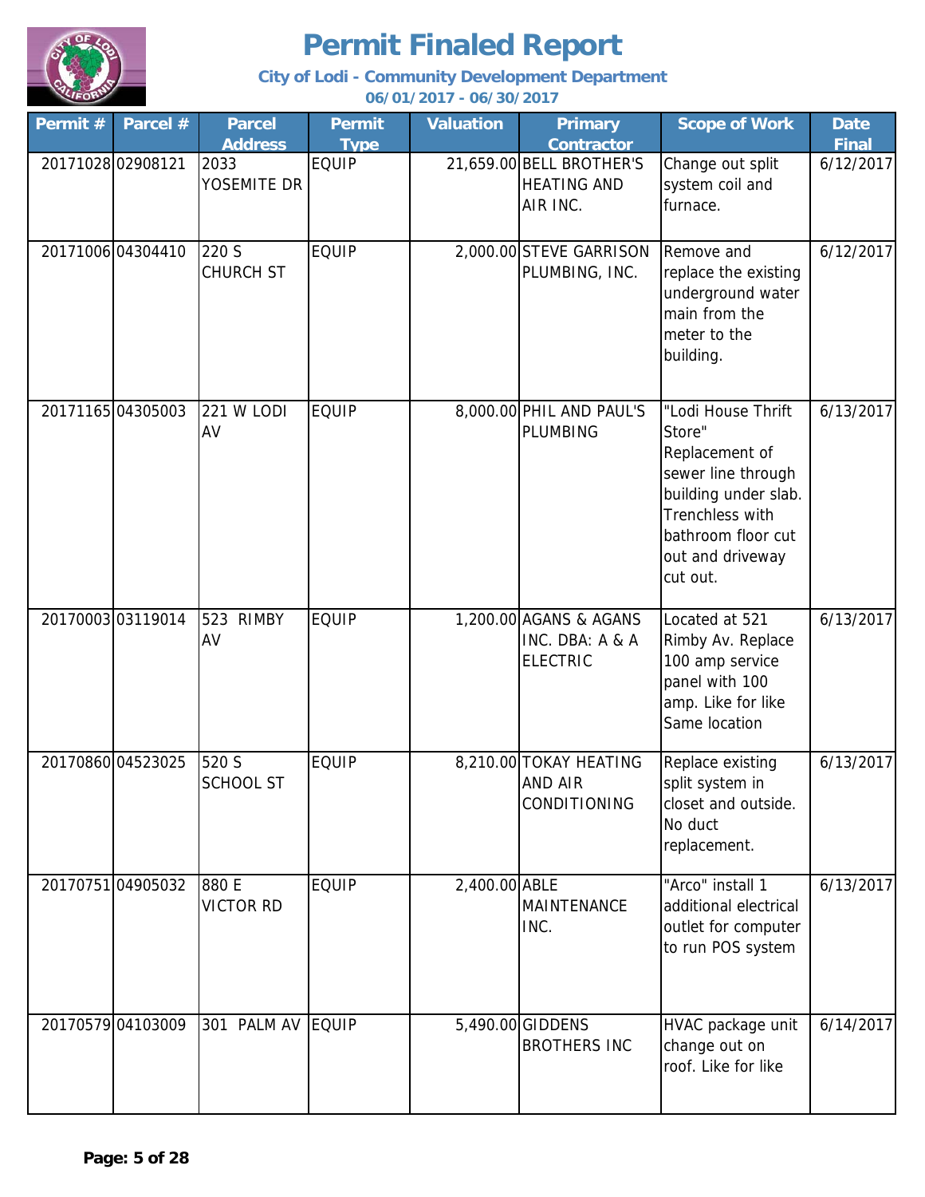# Permit Finaled Report

**City of Lodi - Community Development Department**

**06/01/2017 - 06/30/2017**

| Permit # | Parcel # | Parcel Address | Permit Type | Valuation | Primary Contractor | Scope of Work | Date Final |
|---|---|---|---|---|---|---|---|
| 20171028 | 02908121 | 2033 YOSEMITE DR | EQUIP | 21,659.00 | BELL BROTHER'S HEATING AND AIR INC. | Change out split system coil and furnace. | 6/12/2017 |
| 20171006 | 04304410 | 220 S CHURCH ST | EQUIP | 2,000.00 | STEVE GARRISON PLUMBING, INC. | Remove and replace the existing underground water main from the meter to the building. | 6/12/2017 |
| 20171165 | 04305003 | 221 W LODI AV | EQUIP | 8,000.00 | PHIL AND PAUL'S PLUMBING | "Lodi House Thrift Store" Replacement of sewer line through building under slab. Trenchless with bathroom floor cut out and driveway cut out. | 6/13/2017 |
| 20170003 | 03119014 | 523 RIMBY AV | EQUIP | 1,200.00 | AGANS & AGANS INC. DBA: A & A ELECTRIC | Located at 521 Rimby Av. Replace 100 amp service panel with 100 amp. Like for like Same location | 6/13/2017 |
| 20170860 | 04523025 | 520 S SCHOOL ST | EQUIP | 8,210.00 | TOKAY HEATING AND AIR CONDITIONING | Replace existing split system in closet and outside. No duct replacement. | 6/13/2017 |
| 20170751 | 04905032 | 880 E VICTOR RD | EQUIP | 2,400.00 | ABLE MAINTENANCE INC. | "Arco" install 1 additional electrical outlet for computer to run POS system | 6/13/2017 |
| 20170579 | 04103009 | 301 PALM AV | EQUIP | 5,490.00 | GIDDENS BROTHERS INC | HVAC package unit change out on roof. Like for like | 6/14/2017 |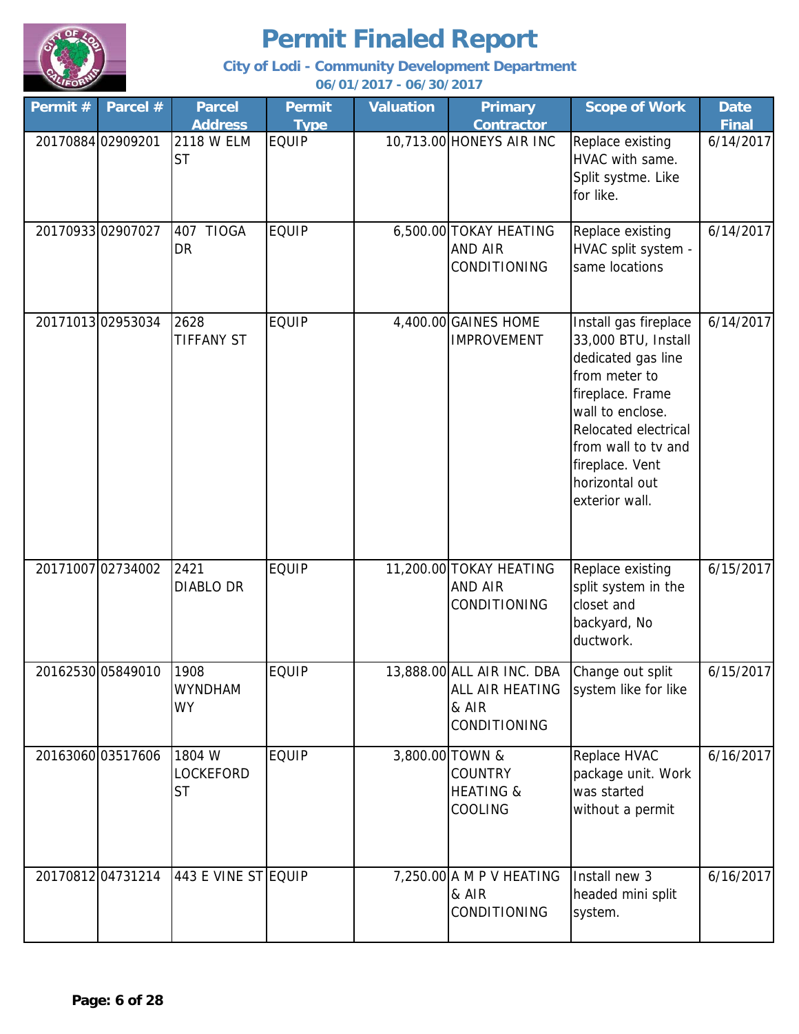# Permit Finaled Report

**City of Lodi - Community Development Department**

**06/01/2017 - 06/30/2017**

| Permit # | Parcel # | Parcel Address | Permit Type | Valuation | Primary Contractor | Scope of Work | Date Final |
|---|---|---|---|---|---|---|---|
| 20170884 | 02909201 | 2118 W ELM ST | EQUIP | 10,713.00 | HONEYS AIR INC | Replace existing HVAC with same. Split systme. Like for like. | 6/14/2017 |
| 20170933 | 02907027 | 407 TIOGA DR | EQUIP | 6,500.00 | TOKAY HEATING AND AIR CONDITIONING | Replace existing HVAC split system - same locations | 6/14/2017 |
| 20171013 | 02953034 | 2628 TIFFANY ST | EQUIP | 4,400.00 | GAINES HOME IMPROVEMENT | Install gas fireplace 33,000 BTU, Install dedicated gas line from meter to fireplace. Frame wall to enclose. Relocated electrical from wall to tv and fireplace. Vent horizontal out exterior wall. | 6/14/2017 |
| 20171007 | 02734002 | 2421 DIABLO DR | EQUIP | 11,200.00 | TOKAY HEATING AND AIR CONDITIONING | Replace existing split system in the closet and backyard, No ductwork. | 6/15/2017 |
| 20162530 | 05849010 | 1908 WYNDHAM WY | EQUIP | 13,888.00 | ALL AIR INC. DBA ALL AIR HEATING & AIR CONDITIONING | Change out split system like for like | 6/15/2017 |
| 20163060 | 03517606 | 1804 W LOCKEFORD ST | EQUIP | 3,800.00 | TOWN & COUNTRY HEATING & COOLING | Replace HVAC package unit. Work was started without a permit | 6/16/2017 |
| 20170812 | 04731214 | 443 E VINE ST | EQUIP | 7,250.00 | A M P V HEATING & AIR CONDITIONING | Install new 3 headed mini split system. | 6/16/2017 |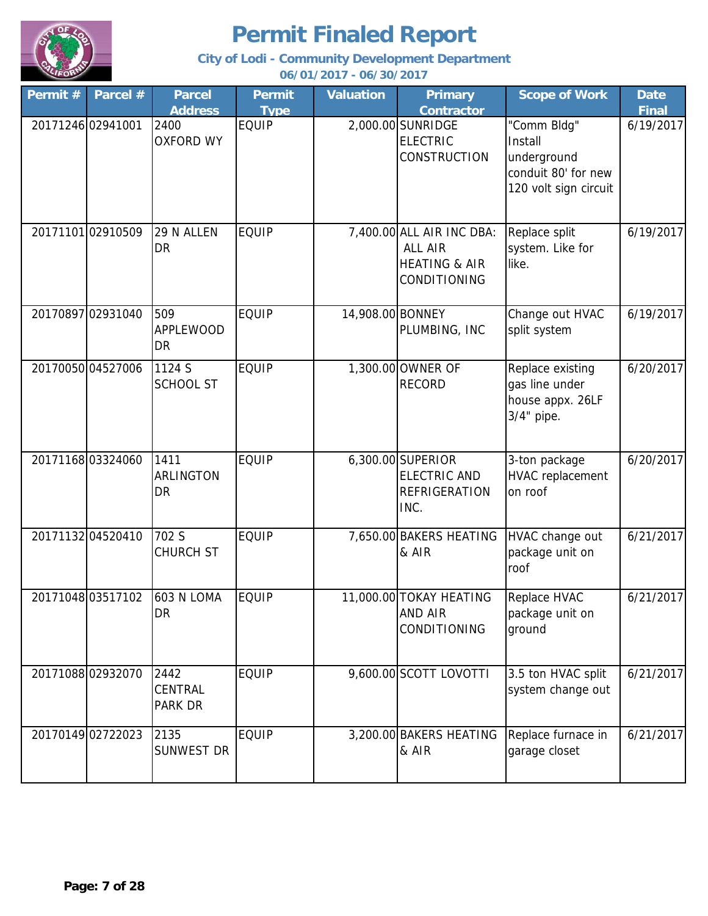# Permit Finaled Report

**City of Lodi - Community Development Department**

**06/01/2017 - 06/30/2017**

| Permit # | Parcel # | Parcel Address | Permit Type | Valuation | Primary Contractor | Scope of Work | Date Final |
|---|---|---|---|---|---|---|---|
| 20171246 | 02941001 | 2400 OXFORD WY | EQUIP | 2,000.00 | SUNRIDGE ELECTRIC CONSTRUCTION | "Comm Bldg" Install underground conduit 80' for new 120 volt sign circuit | 6/19/2017 |
| 20171101 | 02910509 | 29 N ALLEN DR | EQUIP | 7,400.00 | ALL AIR INC DBA: ALL AIR HEATING & AIR CONDITIONING | Replace split system. Like for like. | 6/19/2017 |
| 20170897 | 02931040 | 509 APPLEWOOD DR | EQUIP | 14,908.00 | BONNEY PLUMBING, INC | Change out HVAC split system | 6/19/2017 |
| 20170050 | 04527006 | 1124 S SCHOOL ST | EQUIP | 1,300.00 | OWNER OF RECORD | Replace existing gas line under house appx. 26LF 3/4" pipe. | 6/20/2017 |
| 20171168 | 03324060 | 1411 ARLINGTON DR | EQUIP | 6,300.00 | SUPERIOR ELECTRIC AND REFRIGERATION INC. | 3-ton package HVAC replacement on roof | 6/20/2017 |
| 20171132 | 04520410 | 702 S CHURCH ST | EQUIP | 7,650.00 | BAKERS HEATING & AIR | HVAC change out package unit on roof | 6/21/2017 |
| 20171048 | 03517102 | 603 N LOMA DR | EQUIP | 11,000.00 | TOKAY HEATING AND AIR CONDITIONING | Replace HVAC package unit on ground | 6/21/2017 |
| 20171088 | 02932070 | 2442 CENTRAL PARK DR | EQUIP | 9,600.00 | SCOTT LOVOTTI | 3.5 ton HVAC split system change out | 6/21/2017 |
| 20170149 | 02722023 | 2135 SUNWEST DR | EQUIP | 3,200.00 | BAKERS HEATING & AIR | Replace furnace in garage closet | 6/21/2017 |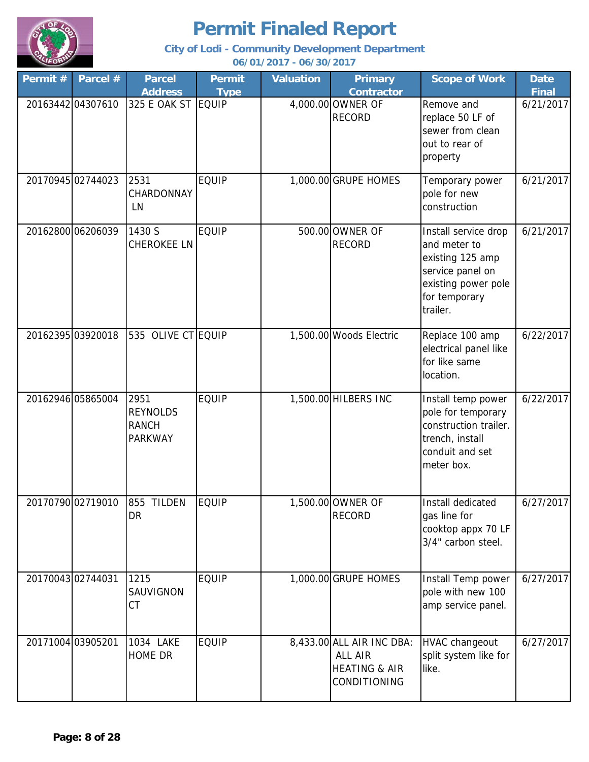# Permit Finaled Report

**City of Lodi - Community Development Department**

**06/01/2017 - 06/30/2017**

| Permit # | Parcel # | Parcel Address | Permit Type | Valuation | Primary Contractor | Scope of Work | Date Final |
|---|---|---|---|---|---|---|---|
| 20163442 | 04307610 | 325 E OAK ST | EQUIP | 4,000.00 | OWNER OF RECORD | Remove and replace 50 LF of sewer from clean out to rear of property | 6/21/2017 |
| 20170945 | 02744023 | 2531 CHARDONNAY LN | EQUIP | 1,000.00 | GRUPE HOMES | Temporary power pole for new construction | 6/21/2017 |
| 20162800 | 06206039 | 1430 S CHEROKEE LN | EQUIP | 500.00 | OWNER OF RECORD | Install service drop and meter to existing 125 amp service panel on existing power pole for temporary trailer. | 6/21/2017 |
| 20162395 | 03920018 | 535 OLIVE CT | EQUIP | 1,500.00 | Woods Electric | Replace 100 amp electrical panel like for like same location. | 6/22/2017 |
| 20162946 | 05865004 | 2951 REYNOLDS RANCH PARKWAY | EQUIP | 1,500.00 | HILBERS INC | Install temp power pole for temporary construction trailer. trench, install conduit and set meter box. | 6/22/2017 |
| 20170790 | 02719010 | 855 TILDEN DR | EQUIP | 1,500.00 | OWNER OF RECORD | Install dedicated gas line for cooktop appx 70 LF 3/4" carbon steel. | 6/27/2017 |
| 20170043 | 02744031 | 1215 SAUVIGNON CT | EQUIP | 1,000.00 | GRUPE HOMES | Install Temp power pole with new 100 amp service panel. | 6/27/2017 |
| 20171004 | 03905201 | 1034 LAKE HOME DR | EQUIP | 8,433.00 | ALL AIR INC DBA: ALL AIR HEATING & AIR CONDITIONING | HVAC changeout split system like for like. | 6/27/2017 |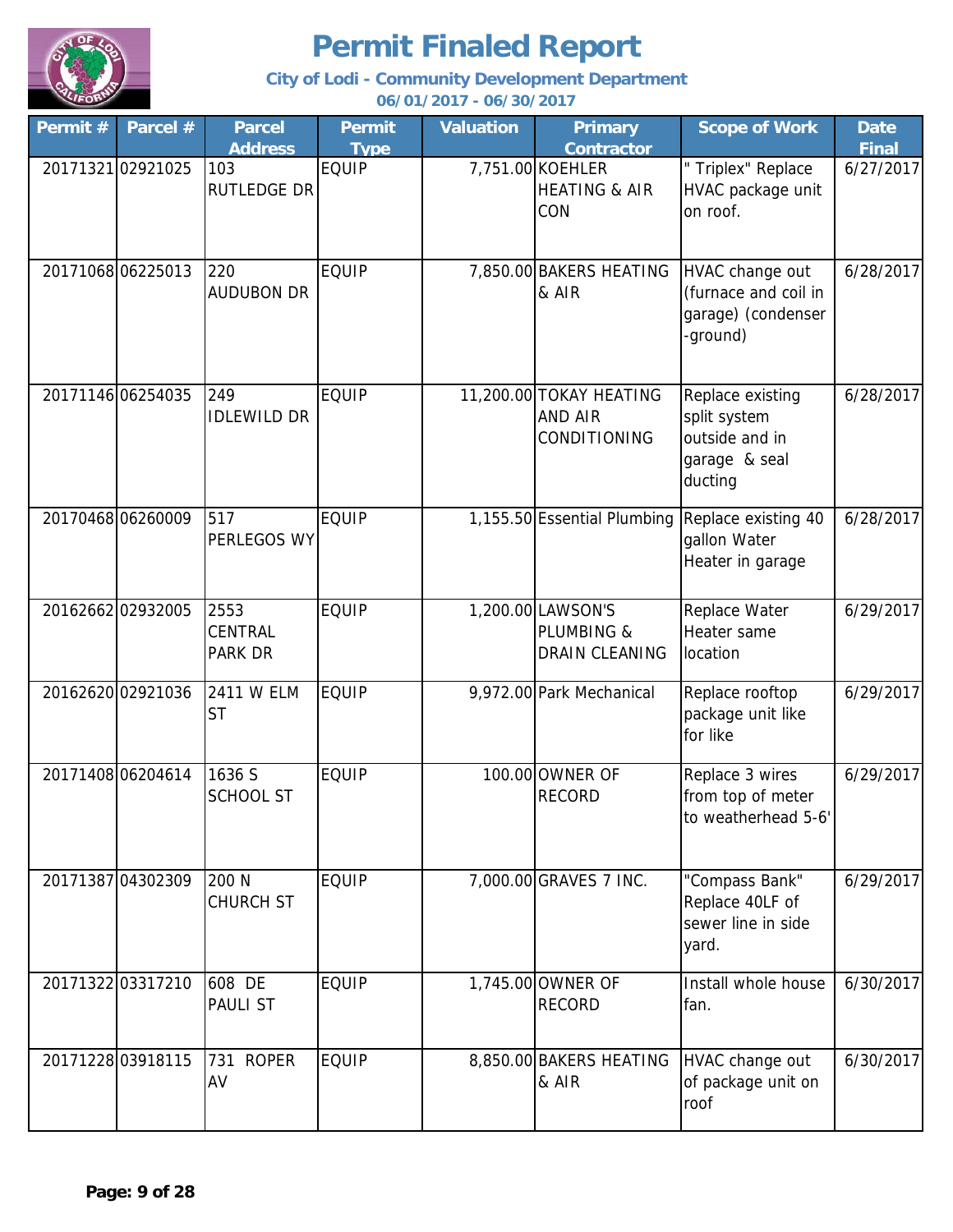# Permit Finaled Report

### City of Lodi - Community Development Department

### 06/01/2017 - 06/30/2017

| Permit # | Parcel # | Parcel Address | Permit Type | Valuation | Primary Contractor | Scope of Work | Date Final |
|---|---|---|---|---|---|---|---|
| 20171321 | 02921025 | 103 RUTLEDGE DR | EQUIP | 7,751.00 | KOEHLER HEATING & AIR CON | " Triplex" Replace HVAC package unit on roof. | 6/27/2017 |
| 20171068 | 06225013 | 220 AUDUBON DR | EQUIP | 7,850.00 | BAKERS HEATING & AIR | HVAC change out (furnace and coil in garage) (condenser -ground) | 6/28/2017 |
| 20171146 | 06254035 | 249 IDLEWILD DR | EQUIP | 11,200.00 | TOKAY HEATING AND AIR CONDITIONING | Replace existing split system outside and in garage & seal ducting | 6/28/2017 |
| 20170468 | 06260009 | 517 PERLEGOS WY | EQUIP | 1,155.50 | Essential Plumbing | Replace existing 40 gallon Water Heater in garage | 6/28/2017 |
| 20162662 | 02932005 | 2553 CENTRAL PARK DR | EQUIP | 1,200.00 | LAWSON'S PLUMBING & DRAIN CLEANING | Replace Water Heater same location | 6/29/2017 |
| 20162620 | 02921036 | 2411 W ELM ST | EQUIP | 9,972.00 | Park Mechanical | Replace rooftop package unit like for like | 6/29/2017 |
| 20171408 | 06204614 | 1636 S SCHOOL ST | EQUIP | 100.00 | OWNER OF RECORD | Replace 3 wires from top of meter to weatherhead 5-6' | 6/29/2017 |
| 20171387 | 04302309 | 200 N CHURCH ST | EQUIP | 7,000.00 | GRAVES 7 INC. | "Compass Bank" Replace 40LF of sewer line in side yard. | 6/29/2017 |
| 20171322 | 03317210 | 608 DE PAULI ST | EQUIP | 1,745.00 | OWNER OF RECORD | Install whole house fan. | 6/30/2017 |
| 20171228 | 03918115 | 731 ROPER AV | EQUIP | 8,850.00 | BAKERS HEATING & AIR | HVAC change out of package unit on roof | 6/30/2017 |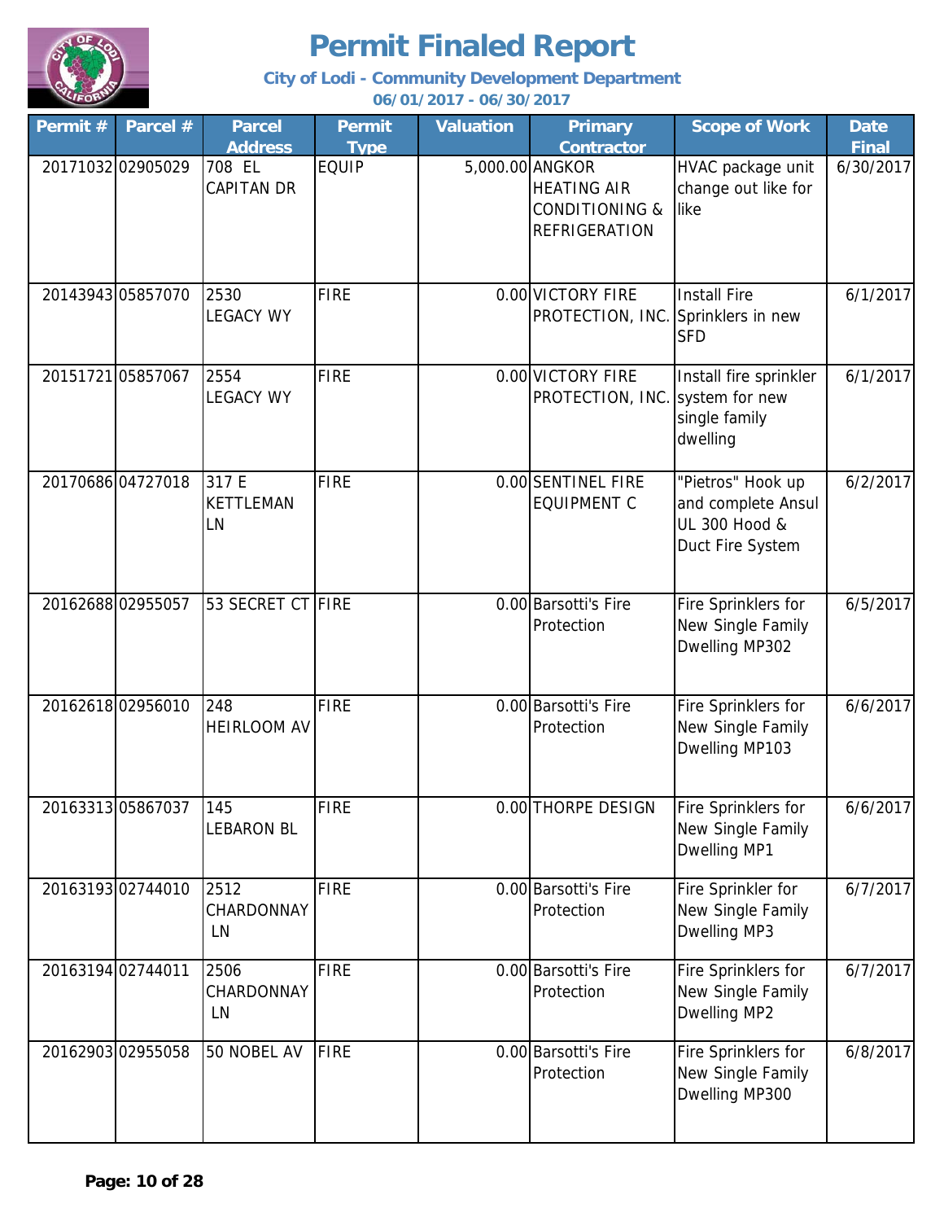# Permit Finaled Report

**City of Lodi - Community Development Department**

**06/01/2017 - 06/30/2017**

| Permit # | Parcel # | Parcel Address | Permit Type | Valuation | Primary Contractor | Scope of Work | Date Final |
|---|---|---|---|---|---|---|---|
| 20171032 | 02905029 | 708 EL CAPITAN DR | EQUIP | 5,000.00 | ANGKOR HEATING AIR CONDITIONING & REFRIGERATION | HVAC package unit change out like for like | 6/30/2017 |
| 20143943 | 05857070 | 2530 LEGACY WY | FIRE | 0.00 | VICTORY FIRE PROTECTION, INC. | Install Fire Sprinklers in new SFD | 6/1/2017 |
| 20151721 | 05857067 | 2554 LEGACY WY | FIRE | 0.00 | VICTORY FIRE PROTECTION, INC. | Install fire sprinkler system for new single family dwelling | 6/1/2017 |
| 20170686 | 04727018 | 317 E KETTLEMAN LN | FIRE | 0.00 | SENTINEL FIRE EQUIPMENT C | "Pietros" Hook up and complete Ansul UL 300 Hood & Duct Fire System | 6/2/2017 |
| 20162688 | 02955057 | 53 SECRET CT | FIRE | 0.00 | Barsotti's Fire Protection | Fire Sprinklers for New Single Family Dwelling MP302 | 6/5/2017 |
| 20162618 | 02956010 | 248 HEIRLOOM AV | FIRE | 0.00 | Barsotti's Fire Protection | Fire Sprinklers for New Single Family Dwelling MP103 | 6/6/2017 |
| 20163313 | 05867037 | 145 LEBARON BL | FIRE | 0.00 | THORPE DESIGN | Fire Sprinklers for New Single Family Dwelling MP1 | 6/6/2017 |
| 20163193 | 02744010 | 2512 CHARDONNAY LN | FIRE | 0.00 | Barsotti's Fire Protection | Fire Sprinkler for New Single Family Dwelling MP3 | 6/7/2017 |
| 20163194 | 02744011 | 2506 CHARDONNAY LN | FIRE | 0.00 | Barsotti's Fire Protection | Fire Sprinklers for New Single Family Dwelling MP2 | 6/7/2017 |
| 20162903 | 02955058 | 50 NOBEL AV | FIRE | 0.00 | Barsotti's Fire Protection | Fire Sprinklers for New Single Family Dwelling MP300 | 6/8/2017 |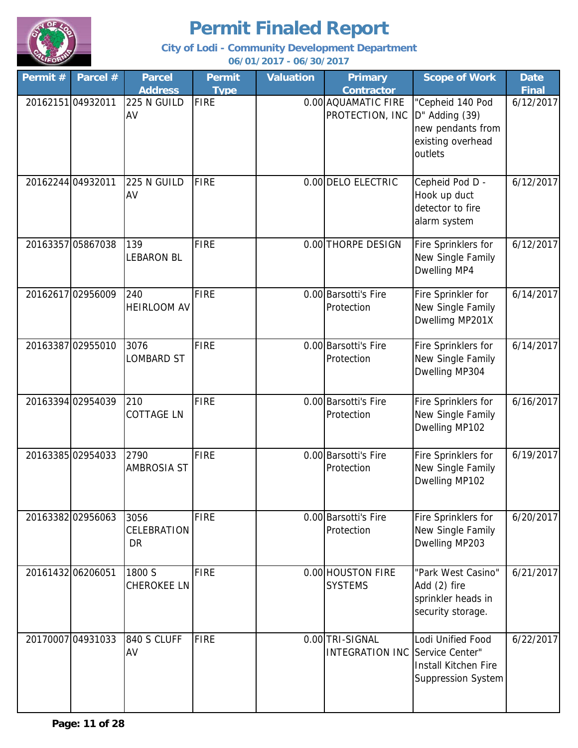# Permit Finaled Report

**City of Lodi - Community Development Department**

**06/01/2017 - 06/30/2017**

| Permit # | Parcel # | Parcel Address | Permit Type | Valuation | Primary Contractor | Scope of Work | Date Final |
|---|---|---|---|---|---|---|---|
| 20162151 | 04932011 | 225 N GUILD AV | FIRE | 0.00 | AQUAMATIC FIRE PROTECTION, INC | "Cepheid 140 Pod D" Adding (39) new pendants from existing overhead outlets | 6/12/2017 |
| 20162244 | 04932011 | 225 N GUILD AV | FIRE | 0.00 | DELO ELECTRIC | Cepheid Pod D - Hook up duct detector to fire alarm system | 6/12/2017 |
| 20163357 | 05867038 | 139 LEBARON BL | FIRE | 0.00 | THORPE DESIGN | Fire Sprinklers for New Single Family Dwelling MP4 | 6/12/2017 |
| 20162617 | 02956009 | 240 HEIRLOOM AV | FIRE | 0.00 | Barsotti's Fire Protection | Fire Sprinkler for New Single Family Dwellimg MP201X | 6/14/2017 |
| 20163387 | 02955010 | 3076 LOMBARD ST | FIRE | 0.00 | Barsotti's Fire Protection | Fire Sprinklers for New Single Family Dwelling MP304 | 6/14/2017 |
| 20163394 | 02954039 | 210 COTTAGE LN | FIRE | 0.00 | Barsotti's Fire Protection | Fire Sprinklers for New Single Family Dwelling MP102 | 6/16/2017 |
| 20163385 | 02954033 | 2790 AMBROSIA ST | FIRE | 0.00 | Barsotti's Fire Protection | Fire Sprinklers for New Single Family Dwelling MP102 | 6/19/2017 |
| 20163382 | 02956063 | 3056 CELEBRATION DR | FIRE | 0.00 | Barsotti's Fire Protection | Fire Sprinklers for New Single Family Dwelling MP203 | 6/20/2017 |
| 20161432 | 06206051 | 1800 S CHEROKEE LN | FIRE | 0.00 | HOUSTON FIRE SYSTEMS | "Park West Casino" Add (2) fire sprinkler heads in security storage. | 6/21/2017 |
| 20170007 | 04931033 | 840 S CLUFF AV | FIRE | 0.00 | TRI-SIGNAL INTEGRATION INC | Lodi Unified Food Service Center" Install Kitchen Fire Suppression System | 6/22/2017 |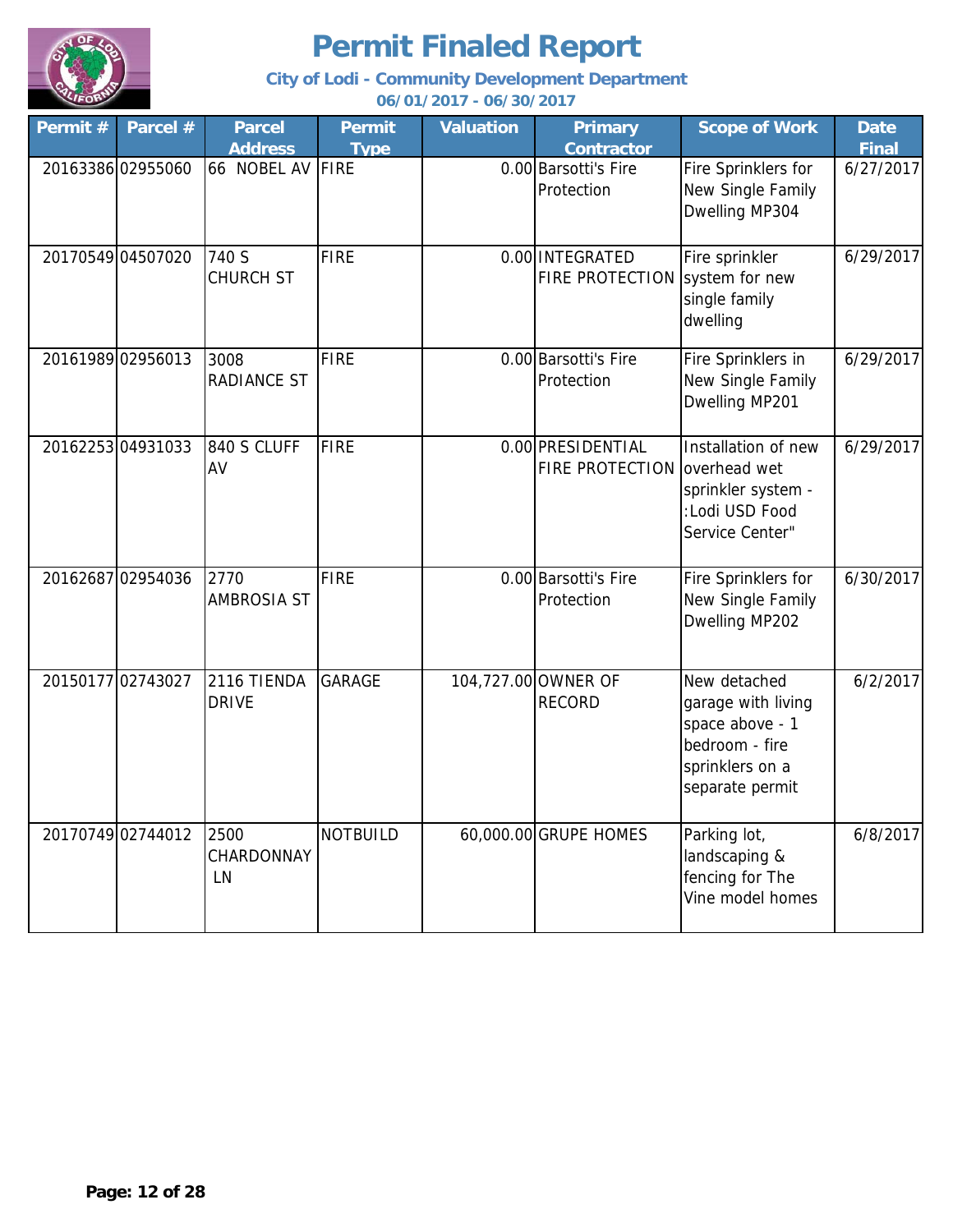# Permit Finaled Report

**City of Lodi - Community Development Department**

**06/01/2017 - 06/30/2017**

| Permit # | Parcel # | Parcel Address | Permit Type | Valuation | Primary Contractor | Scope of Work | Date Final |
|---|---|---|---|---|---|---|---|
| 20163386 | 02955060 | 66 NOBEL AV | FIRE | 0.00 | Barsotti's Fire Protection | Fire Sprinklers for New Single Family Dwelling MP304 | 6/27/2017 |
| 20170549 | 04507020 | 740 S CHURCH ST | FIRE | 0.00 | INTEGRATED FIRE PROTECTION | Fire sprinkler system for new single family dwelling | 6/29/2017 |
| 20161989 | 02956013 | 3008 RADIANCE ST | FIRE | 0.00 | Barsotti's Fire Protection | Fire Sprinklers in New Single Family Dwelling MP201 | 6/29/2017 |
| 20162253 | 04931033 | 840 S CLUFF AV | FIRE | 0.00 | PRESIDENTIAL FIRE PROTECTION | Installation of new overhead wet sprinkler system - :Lodi USD Food Service Center" | 6/29/2017 |
| 20162687 | 02954036 | 2770 AMBROSIA ST | FIRE | 0.00 | Barsotti's Fire Protection | Fire Sprinklers for New Single Family Dwelling MP202 | 6/30/2017 |
| 20150177 | 02743027 | 2116 TIENDA DRIVE | GARAGE | 104,727.00 | OWNER OF RECORD | New detached garage with living space above - 1 bedroom - fire sprinklers on a separate permit | 6/2/2017 |
| 20170749 | 02744012 | 2500 CHARDONNAY LN | NOTBUILD | 60,000.00 | GRUPE HOMES | Parking lot, landscaping & fencing for The Vine model homes | 6/8/2017 |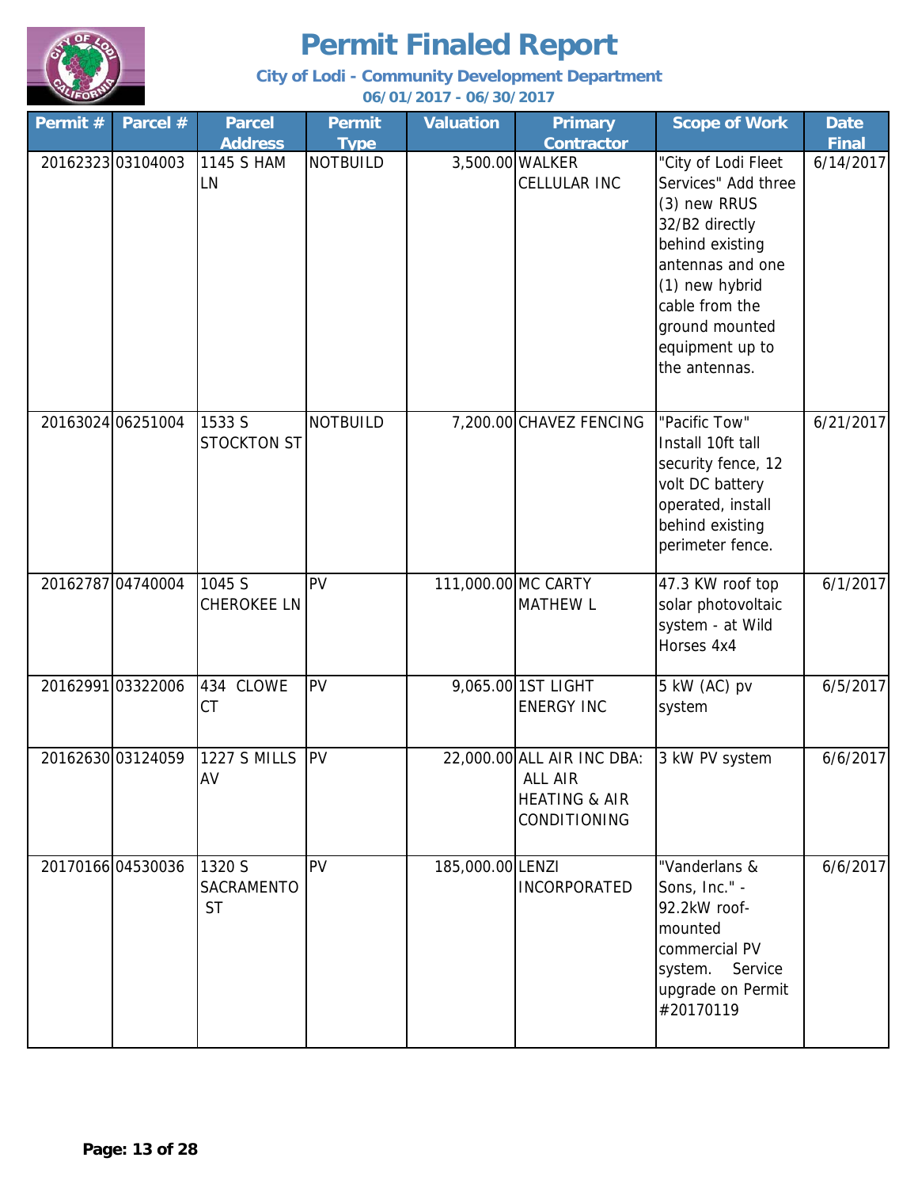# Permit Finaled Report

**City of Lodi - Community Development Department**

**06/01/2017 - 06/30/2017**

| Permit # | Parcel # | Parcel Address | Permit Type | Valuation | Primary Contractor | Scope of Work | Date Final |
|---|---|---|---|---|---|---|---|
| 20162323 | 03104003 | 1145 S HAM LN | NOTBUILD | 3,500.00 | WALKER CELLULAR INC | "City of Lodi Fleet Services" Add three (3) new RRUS 32/B2 directly behind existing antennas and one (1) new hybrid cable from the ground mounted equipment up to the antennas. | 6/14/2017 |
| 20163024 | 06251004 | 1533 S STOCKTON ST | NOTBUILD | 7,200.00 | CHAVEZ FENCING | "Pacific Tow" Install 10ft tall security fence, 12 volt DC battery operated, install behind existing perimeter fence. | 6/21/2017 |
| 20162787 | 04740004 | 1045 S CHEROKEE LN | PV | 111,000.00 | MC CARTY MATHEW L | 47.3 KW roof top solar photovoltaic system - at Wild Horses 4x4 | 6/1/2017 |
| 20162991 | 03322006 | 434 CLOWE CT | PV | 9,065.00 | 1ST LIGHT ENERGY INC | 5 kW (AC) pv system | 6/5/2017 |
| 20162630 | 03124059 | 1227 S MILLS AV | PV | 22,000.00 | ALL AIR INC DBA: ALL AIR HEATING & AIR CONDITIONING | 3 kW PV system | 6/6/2017 |
| 20170166 | 04530036 | 1320 S SACRAMENTO ST | PV | 185,000.00 | LENZI INCORPORATED | "Vanderlans & Sons, Inc." - 92.2kW roof-mounted commercial PV system. Service upgrade on Permit #20170119 | 6/6/2017 |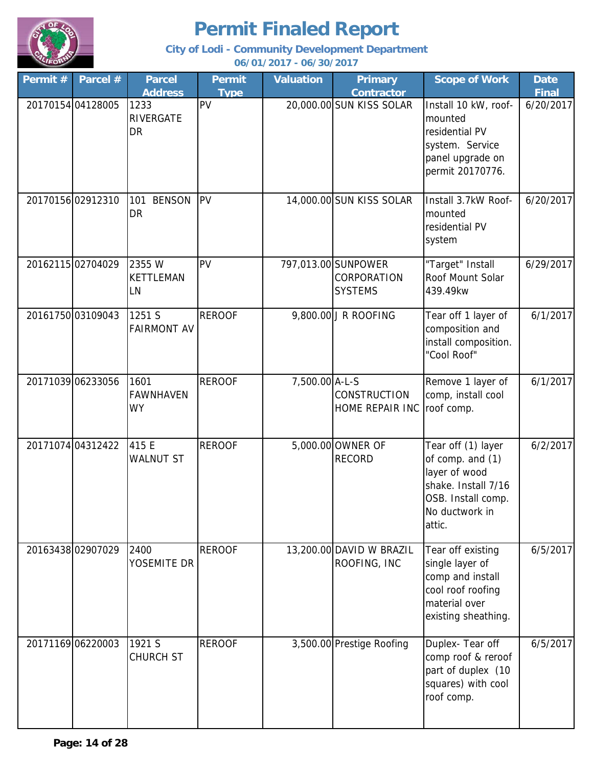# Permit Finaled Report

**City of Lodi - Community Development Department**

**06/01/2017 - 06/30/2017**

| Permit # | Parcel # | Parcel Address | Permit Type | Valuation | Primary Contractor | Scope of Work | Date Final |
|---|---|---|---|---|---|---|---|
| 20170154 | 04128005 | 1233 RIVERGATE DR | PV | 20,000.00 | SUN KISS SOLAR | Install 10 kW, roof-mounted residential PV system. Service panel upgrade on permit 20170776. | 6/20/2017 |
| 20170156 | 02912310 | 101 BENSON DR | PV | 14,000.00 | SUN KISS SOLAR | Install 3.7kW Roof-mounted residential PV system | 6/20/2017 |
| 20162115 | 02704029 | 2355 W KETTLEMAN LN | PV | 797,013.00 | SUNPOWER CORPORATION SYSTEMS | "Target" Install Roof Mount Solar 439.49kw | 6/29/2017 |
| 20161750 | 03109043 | 1251 S FAIRMONT AV | REROOF | 9,800.00 | J R ROOFING | Tear off 1 layer of composition and install composition. "Cool Roof" | 6/1/2017 |
| 20171039 | 06233056 | 1601 FAWNHAVEN WY | REROOF | 7,500.00 | A-L-S CONSTRUCTION HOME REPAIR INC | Remove 1 layer of comp, install cool roof comp. | 6/1/2017 |
| 20171074 | 04312422 | 415 E WALNUT ST | REROOF | 5,000.00 | OWNER OF RECORD | Tear off (1) layer of comp. and (1) layer of wood shake. Install 7/16 OSB. Install comp. No ductwork in attic. | 6/2/2017 |
| 20163438 | 02907029 | 2400 YOSEMITE DR | REROOF | 13,200.00 | DAVID W BRAZIL ROOFING, INC | Tear off existing single layer of comp and install cool roof roofing material over existing sheathing. | 6/5/2017 |
| 20171169 | 06220003 | 1921 S CHURCH ST | REROOF | 3,500.00 | Prestige Roofing | Duplex- Tear off comp roof & reroof part of duplex (10 squares) with cool roof comp. | 6/5/2017 |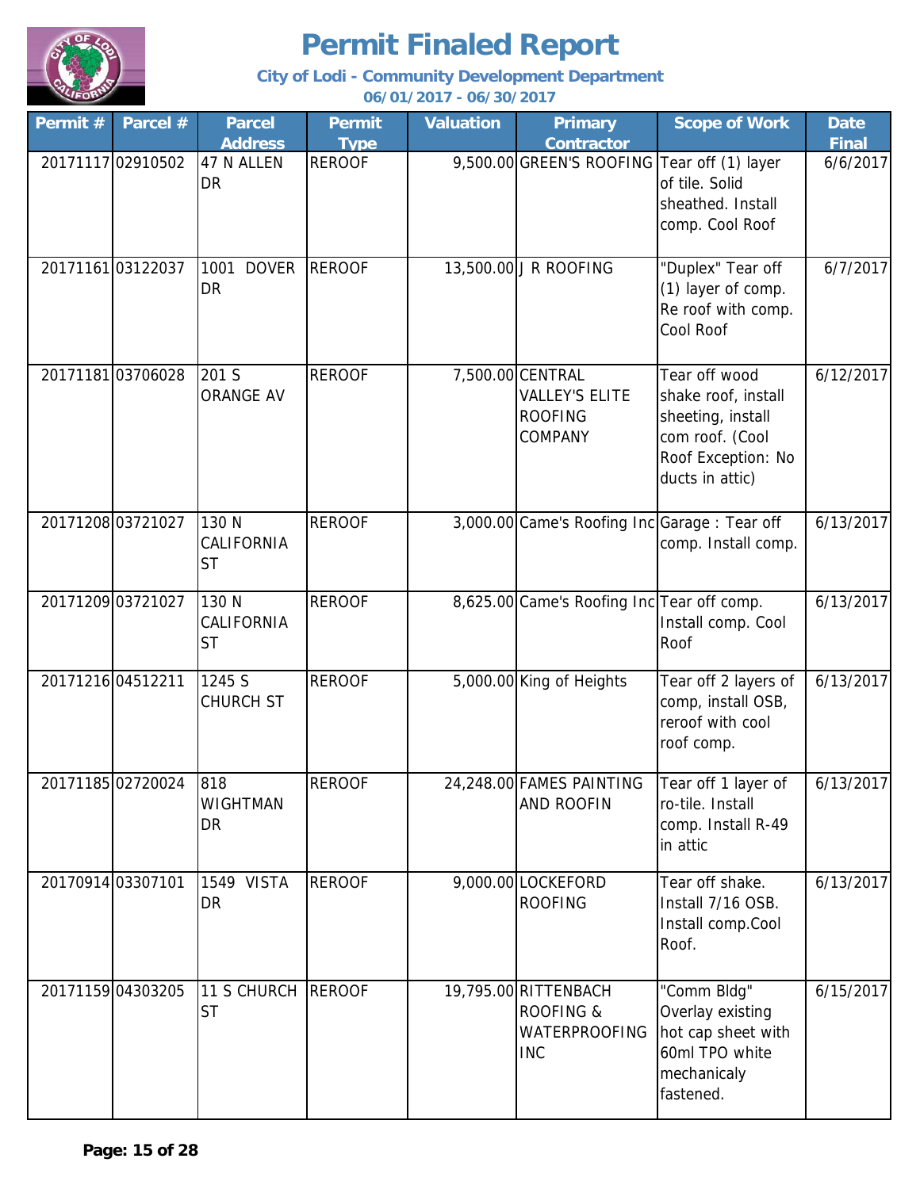# Permit Finaled Report

**City of Lodi - Community Development Department**

**06/01/2017 - 06/30/2017**

| Permit # | Parcel # | Parcel Address | Permit Type | Valuation | Primary Contractor | Scope of Work | Date Final |
|---|---|---|---|---|---|---|---|
| 20171117 | 02910502 | 47 N ALLEN DR | REROOF | 9,500.00 | GREEN'S ROOFING | Tear off (1) layer of tile. Solid sheathed. Install comp. Cool Roof | 6/6/2017 |
| 20171161 | 03122037 | 1001 DOVER DR | REROOF | 13,500.00 | J R ROOFING | "Duplex" Tear off (1) layer of comp. Re roof with comp. Cool Roof | 6/7/2017 |
| 20171181 | 03706028 | 201 S ORANGE AV | REROOF | 7,500.00 | CENTRAL VALLEY'S ELITE ROOFING COMPANY | Tear off wood shake roof, install sheeting, install com roof. (Cool Roof Exception: No ducts in attic) | 6/12/2017 |
| 20171208 | 03721027 | 130 N CALIFORNIA ST | REROOF | 3,000.00 | Came's Roofing Inc | Garage : Tear off comp. Install comp. | 6/13/2017 |
| 20171209 | 03721027 | 130 N CALIFORNIA ST | REROOF | 8,625.00 | Came's Roofing Inc | Tear off comp. Install comp. Cool Roof | 6/13/2017 |
| 20171216 | 04512211 | 1245 S CHURCH ST | REROOF | 5,000.00 | King of Heights | Tear off 2 layers of comp, install OSB, reroof with cool roof comp. | 6/13/2017 |
| 20171185 | 02720024 | 818 WIGHTMAN DR | REROOF | 24,248.00 | FAMES PAINTING AND ROOFIN | Tear off 1 layer of ro-tile. Install comp. Install R-49 in attic | 6/13/2017 |
| 20170914 | 03307101 | 1549 VISTA DR | REROOF | 9,000.00 | LOCKEFORD ROOFING | Tear off shake. Install 7/16 OSB. Install comp.Cool Roof. | 6/13/2017 |
| 20171159 | 04303205 | 11 S CHURCH ST | REROOF | 19,795.00 | RITTENBACH ROOFING & WATERPROOFING INC | "Comm Bldg" Overlay existing hot cap sheet with 60ml TPO white mechanicaly fastened. | 6/15/2017 |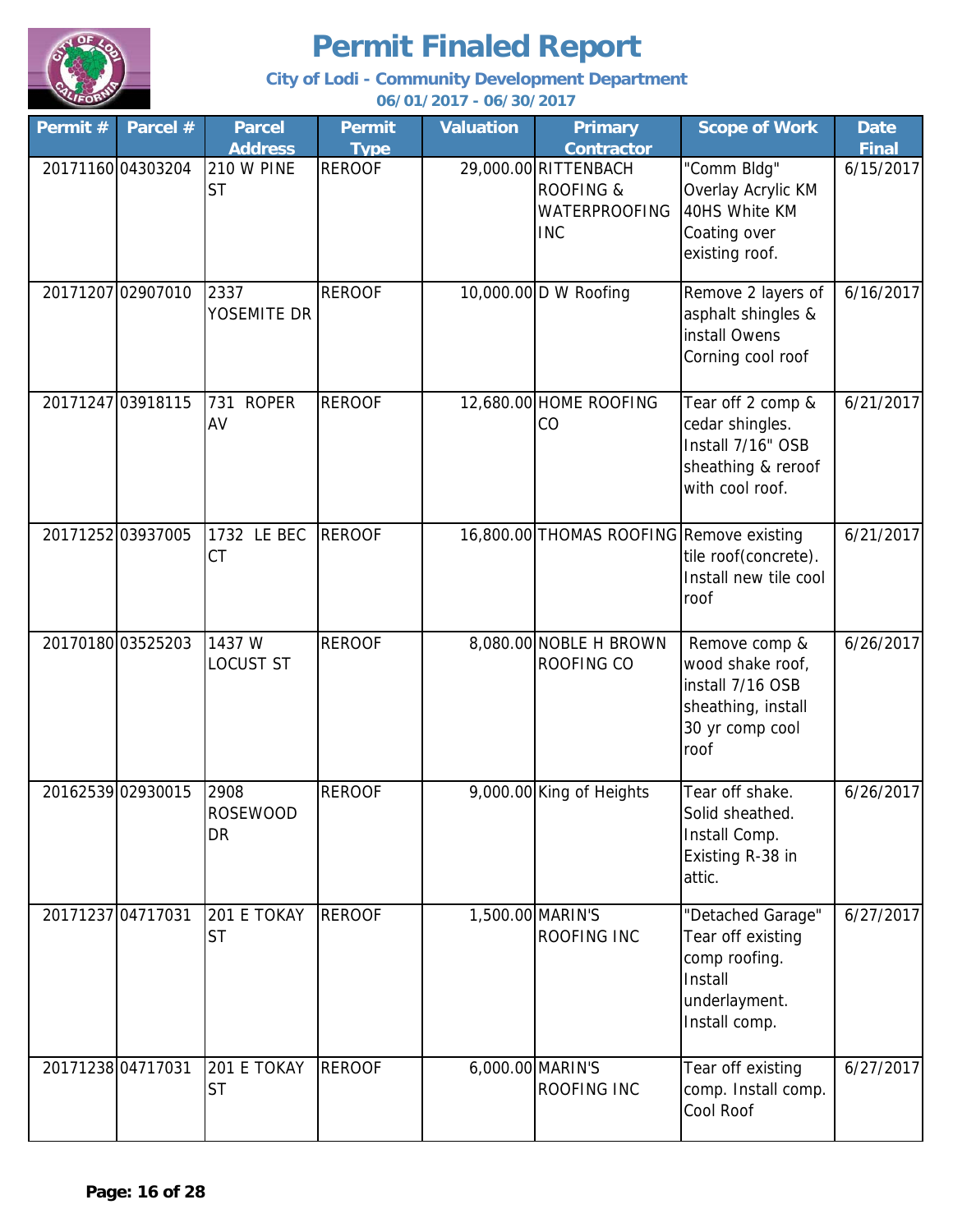# Permit Finaled Report

**City of Lodi - Community Development Department**

**06/01/2017 - 06/30/2017**

| Permit # | Parcel # | Parcel Address | Permit Type | Valuation | Primary Contractor | Scope of Work | Date Final |
|---|---|---|---|---|---|---|---|
| 20171160 | 04303204 | 210 W PINE ST | REROOF | 29,000.00 | RITTENBACH ROOFING & WATERPROOFING INC | "Comm Bldg" Overlay Acrylic KM 40HS White KM Coating over existing roof. | 6/15/2017 |
| 20171207 | 02907010 | 2337 YOSEMITE DR | REROOF | 10,000.00 | D W Roofing | Remove 2 layers of asphalt shingles & install Owens Corning cool roof | 6/16/2017 |
| 20171247 | 03918115 | 731 ROPER AV | REROOF | 12,680.00 | HOME ROOFING CO | Tear off 2 comp & cedar shingles. Install 7/16" OSB sheathing & reroof with cool roof. | 6/21/2017 |
| 20171252 | 03937005 | 1732 LE BEC CT | REROOF | 16,800.00 | THOMAS ROOFING | Remove existing tile roof(concrete). Install new tile cool roof | 6/21/2017 |
| 20170180 | 03525203 | 1437 W LOCUST ST | REROOF | 8,080.00 | NOBLE H BROWN ROOFING CO | Remove comp & wood shake roof, install 7/16 OSB sheathing, install 30 yr comp cool roof | 6/26/2017 |
| 20162539 | 02930015 | 2908 ROSEWOOD DR | REROOF | 9,000.00 | King of Heights | Tear off shake. Solid sheathed. Install Comp. Existing R-38 in attic. | 6/26/2017 |
| 20171237 | 04717031 | 201 E TOKAY ST | REROOF | 1,500.00 | MARIN'S ROOFING INC | "Detached Garage" Tear off existing comp roofing. Install underlayment. Install comp. | 6/27/2017 |
| 20171238 | 04717031 | 201 E TOKAY ST | REROOF | 6,000.00 | MARIN'S ROOFING INC | Tear off existing comp. Install comp. Cool Roof | 6/27/2017 |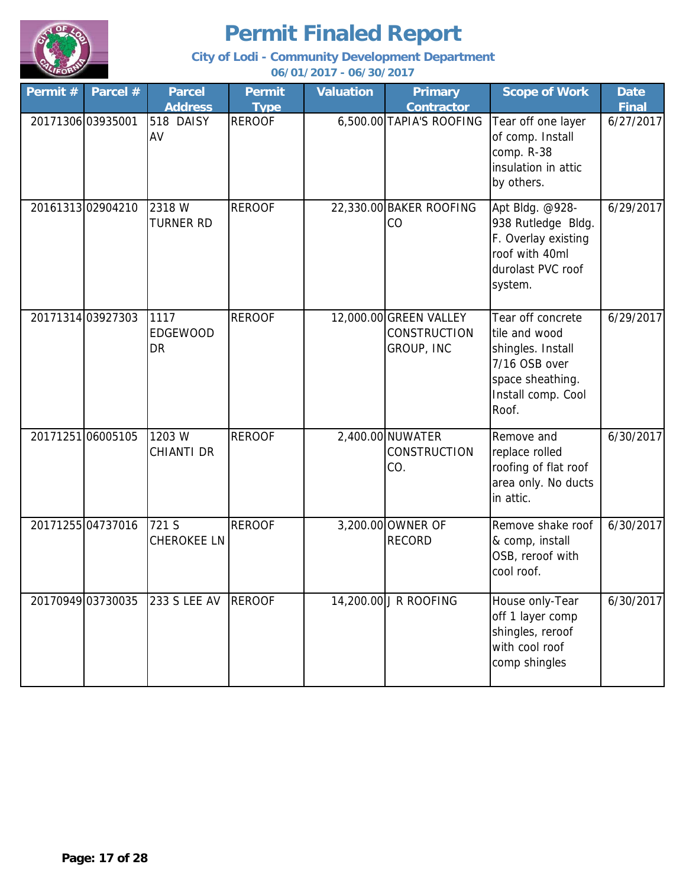# Permit Finaled Report

**City of Lodi - Community Development Department**

**06/01/2017 - 06/30/2017**

| Permit # | Parcel # | Parcel Address | Permit Type | Valuation | Primary Contractor | Scope of Work | Date Final |
|---|---|---|---|---|---|---|---|
| 20171306 | 03935001 | 518 DAISY AV | REROOF | 6,500.00 | TAPIA'S ROOFING | Tear off one layer of comp. Install comp. R-38 insulation in attic by others. | 6/27/2017 |
| 20161313 | 02904210 | 2318 W TURNER RD | REROOF | 22,330.00 | BAKER ROOFING CO | Apt Bldg. @928-938 Rutledge Bldg. F. Overlay existing roof with 40ml durolast PVC roof system. | 6/29/2017 |
| 20171314 | 03927303 | 1117 EDGEWOOD DR | REROOF | 12,000.00 | GREEN VALLEY CONSTRUCTION GROUP, INC | Tear off concrete tile and wood shingles. Install 7/16 OSB over space sheathing. Install comp. Cool Roof. | 6/29/2017 |
| 20171251 | 06005105 | 1203 W CHIANTI DR | REROOF | 2,400.00 | NUWATER CONSTRUCTION CO. | Remove and replace rolled roofing of flat roof area only. No ducts in attic. | 6/30/2017 |
| 20171255 | 04737016 | 721 S CHEROKEE LN | REROOF | 3,200.00 | OWNER OF RECORD | Remove shake roof & comp, install OSB, reroof with cool roof. | 6/30/2017 |
| 20170949 | 03730035 | 233 S LEE AV | REROOF | 14,200.00 | J R ROOFING | House only-Tear off 1 layer comp shingles, reroof with cool roof comp shingles | 6/30/2017 |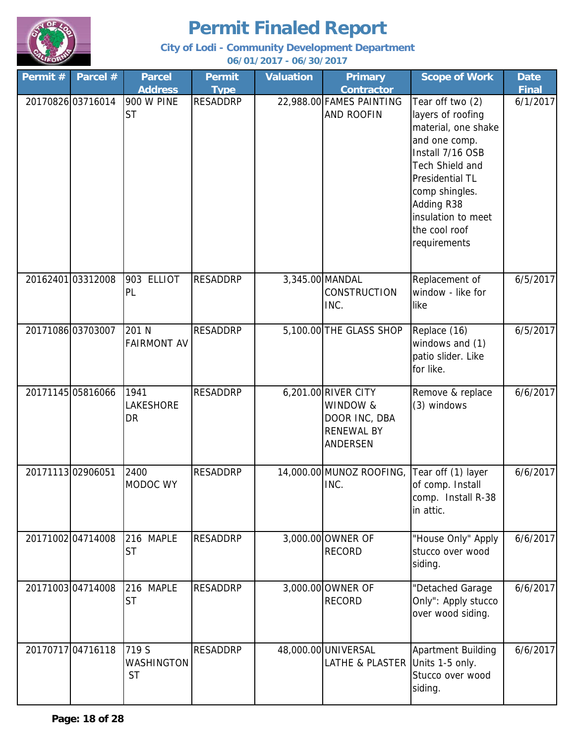# Permit Finaled Report

**City of Lodi - Community Development Department**

**06/01/2017 - 06/30/2017**

| Permit # | Parcel # | Parcel Address | Permit Type | Valuation | Primary Contractor | Scope of Work | Date Final |
|---|---|---|---|---|---|---|---|
| 20170826 | 03716014 | 900 W PINE ST | RESADDRP | 22,988.00 | FAMES PAINTING AND ROOFIN | Tear off two (2) layers of roofing material, one shake and one comp. Install 7/16 OSB Tech Shield and Presidential TL comp shingles. Adding R38 insulation to meet the cool roof requirements | 6/1/2017 |
| 20162401 | 03312008 | 903 ELLIOT PL | RESADDRP | 3,345.00 | MANDAL CONSTRUCTION INC. | Replacement of window - like for like | 6/5/2017 |
| 20171086 | 03703007 | 201 N FAIRMONT AV | RESADDRP | 5,100.00 | THE GLASS SHOP | Replace (16) windows and (1) patio slider. Like for like. | 6/5/2017 |
| 20171145 | 05816066 | 1941 LAKESHORE DR | RESADDRP | 6,201.00 | RIVER CITY WINDOW & DOOR INC, DBA RENEWAL BY ANDERSEN | Remove & replace (3) windows | 6/6/2017 |
| 20171113 | 02906051 | 2400 MODOC WY | RESADDRP | 14,000.00 | MUNOZ ROOFING, INC. | Tear off (1) layer of comp. Install comp. Install R-38 in attic. | 6/6/2017 |
| 20171002 | 04714008 | 216 MAPLE ST | RESADDRP | 3,000.00 | OWNER OF RECORD | "House Only" Apply stucco over wood siding. | 6/6/2017 |
| 20171003 | 04714008 | 216 MAPLE ST | RESADDRP | 3,000.00 | OWNER OF RECORD | "Detached Garage Only": Apply stucco over wood siding. | 6/6/2017 |
| 20170717 | 04716118 | 719 S WASHINGTON ST | RESADDRP | 48,000.00 | UNIVERSAL LATHE & PLASTER | Apartment Building Units 1-5 only. Stucco over wood siding. | 6/6/2017 |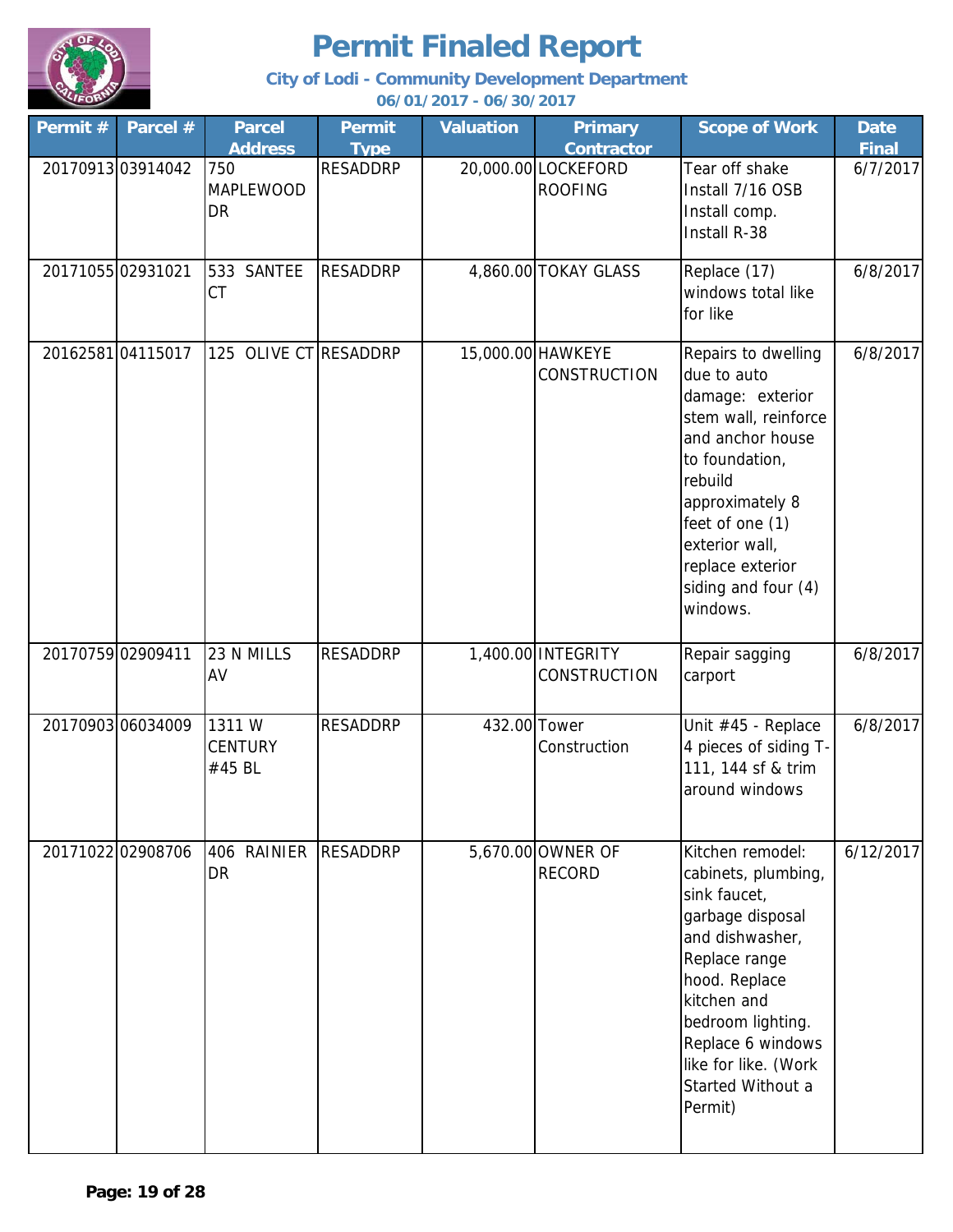# Permit Finaled Report

**City of Lodi - Community Development Department**

**06/01/2017 - 06/30/2017**

| Permit # | Parcel # | Parcel Address | Permit Type | Valuation | Primary Contractor | Scope of Work | Date Final |
|---|---|---|---|---|---|---|---|
| 20170913 | 03914042 | 750 MAPLEWOOD DR | RESADDRP | 20,000.00 | LOCKEFORD ROOFING | Tear off shake Install 7/16 OSB Install comp. Install R-38 | 6/7/2017 |
| 20171055 | 02931021 | 533 SANTEE CT | RESADDRP | 4,860.00 | TOKAY GLASS | Replace (17) windows total like for like | 6/8/2017 |
| 20162581 | 04115017 | 125 OLIVE CT | RESADDRP | 15,000.00 | HAWKEYE CONSTRUCTION | Repairs to dwelling due to auto damage: exterior stem wall, reinforce and anchor house to foundation, rebuild approximately 8 feet of one (1) exterior wall, replace exterior siding and four (4) windows. | 6/8/2017 |
| 20170759 | 02909411 | 23 N MILLS AV | RESADDRP | 1,400.00 | INTEGRITY CONSTRUCTION | Repair sagging carport | 6/8/2017 |
| 20170903 | 06034009 | 1311 W CENTURY #45 BL | RESADDRP | 432.00 | Tower Construction | Unit #45 - Replace 4 pieces of siding T-111, 144 sf & trim around windows | 6/8/2017 |
| 20171022 | 02908706 | 406 RAINIER DR | RESADDRP | 5,670.00 | OWNER OF RECORD | Kitchen remodel: cabinets, plumbing, sink faucet, garbage disposal and dishwasher, Replace range hood. Replace kitchen and bedroom lighting. Replace 6 windows like for like. (Work Started Without a Permit) | 6/12/2017 |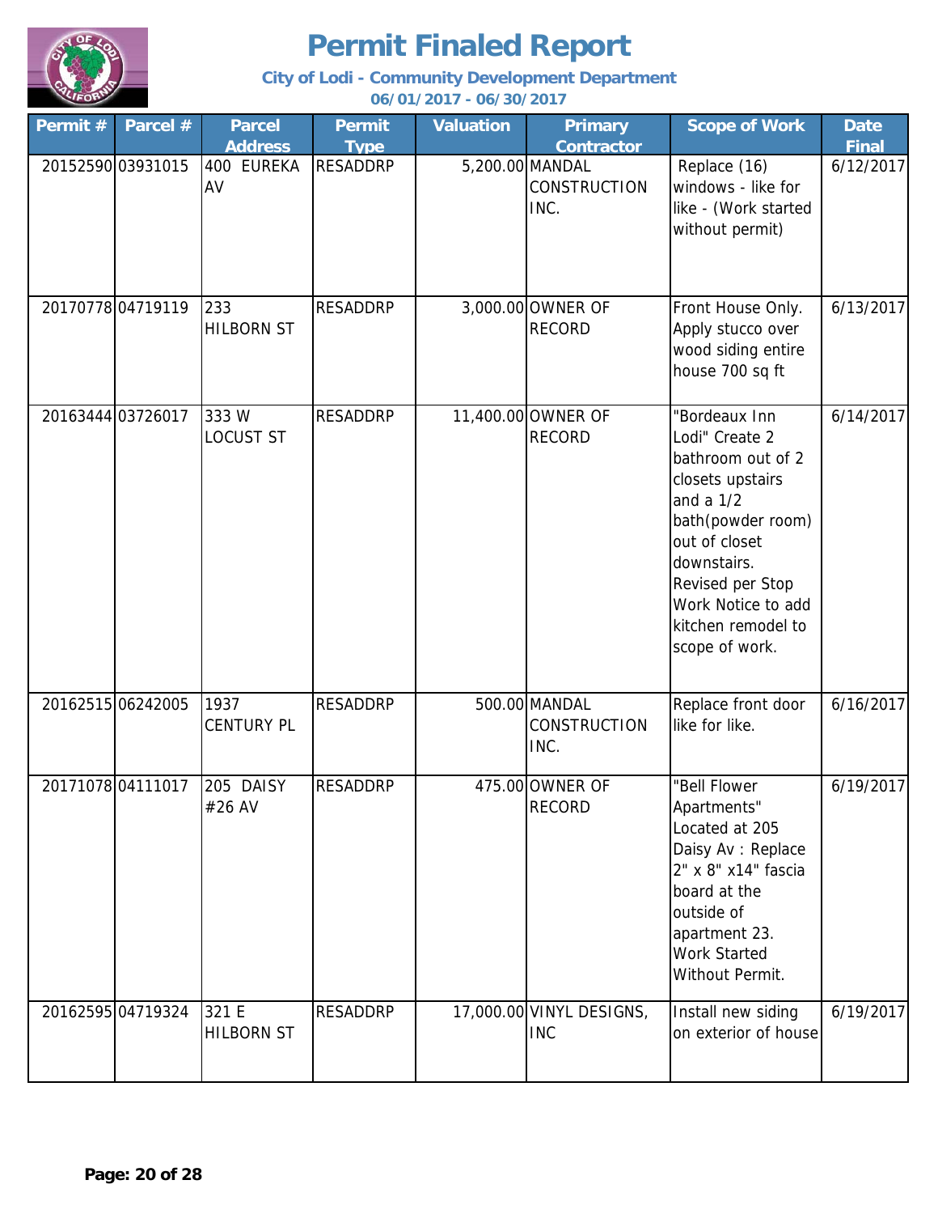# Permit Finaled Report

**City of Lodi - Community Development Department**

**06/01/2017 - 06/30/2017**

| Permit # | Parcel # | Parcel Address | Permit Type | Valuation | Primary Contractor | Scope of Work | Date Final |
|---|---|---|---|---|---|---|---|
| 20152590 | 03931015 | 400 EUREKA AV | RESADDRP | 5,200.00 | MANDAL CONSTRUCTION INC. | Replace (16) windows - like for like - (Work started without permit) | 6/12/2017 |
| 20170778 | 04719119 | 233 HILBORN ST | RESADDRP | 3,000.00 | OWNER OF RECORD | Front House Only. Apply stucco over wood siding entire house 700 sq ft | 6/13/2017 |
| 20163444 | 03726017 | 333 W LOCUST ST | RESADDRP | 11,400.00 | OWNER OF RECORD | "Bordeaux Inn Lodi" Create 2 bathroom out of 2 closets upstairs and a 1/2 bath(powder room) out of closet downstairs. Revised per Stop Work Notice to add kitchen remodel to scope of work. | 6/14/2017 |
| 20162515 | 06242005 | 1937 CENTURY PL | RESADDRP | 500.00 | MANDAL CONSTRUCTION INC. | Replace front door like for like. | 6/16/2017 |
| 20171078 | 04111017 | 205 DAISY #26 AV | RESADDRP | 475.00 | OWNER OF RECORD | "Bell Flower Apartments" Located at 205 Daisy Av : Replace 2" x 8" x14" fascia board at the outside of apartment 23. Work Started Without Permit. | 6/19/2017 |
| 20162595 | 04719324 | 321 E HILBORN ST | RESADDRP | 17,000.00 | VINYL DESIGNS, INC | Install new siding on exterior of house | 6/19/2017 |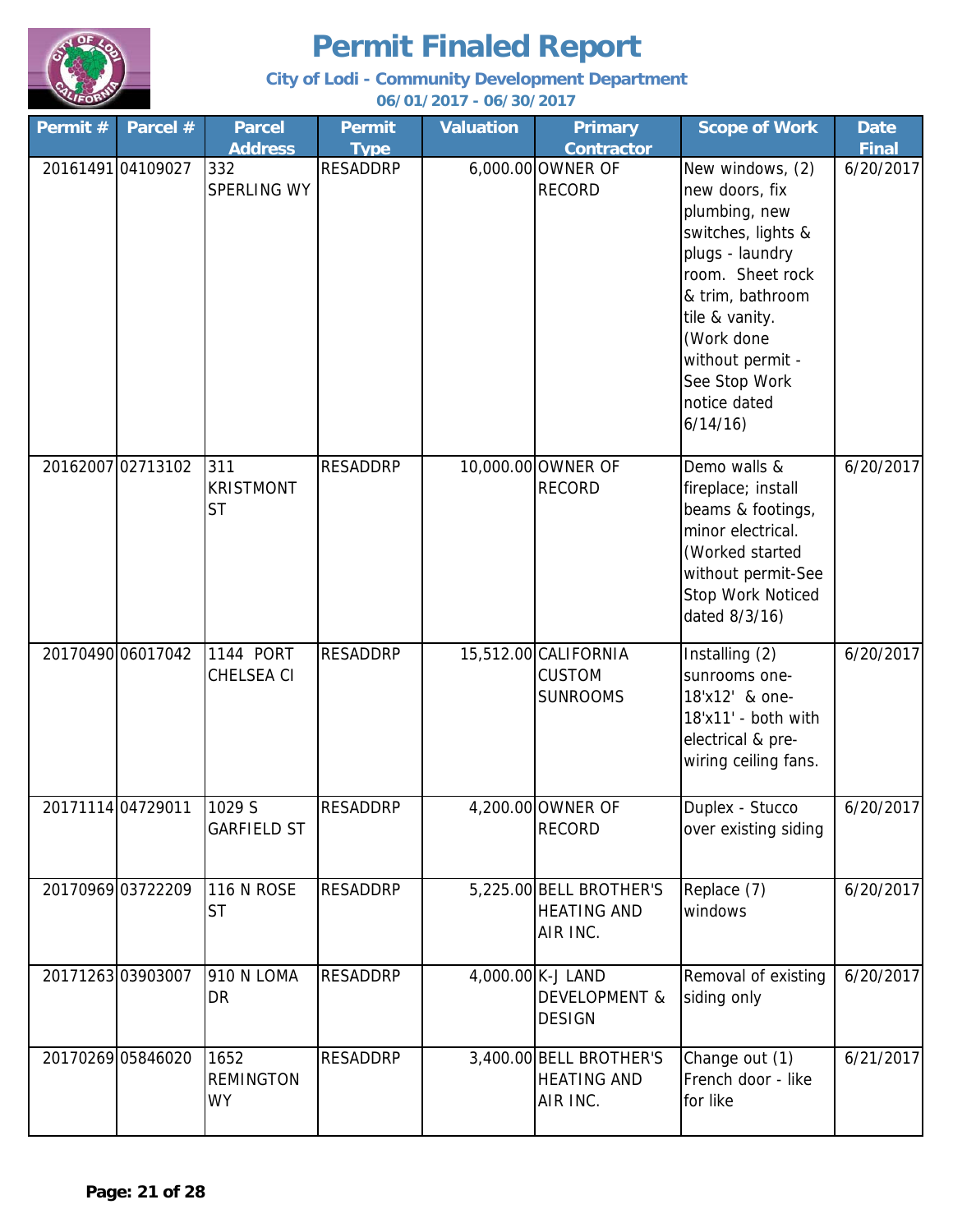# Permit Finaled Report

**City of Lodi - Community Development Department**

**06/01/2017 - 06/30/2017**

| Permit # | Parcel # | Parcel Address | Permit Type | Valuation | Primary Contractor | Scope of Work | Date Final |
|---|---|---|---|---|---|---|---|
| 20161491 | 04109027 | 332 SPERLING WY | RESADDRP | 6,000.00 | OWNER OF RECORD | New windows, (2) new doors, fix plumbing, new switches, lights & plugs - laundry room. Sheet rock & trim, bathroom tile & vanity. (Work done without permit - See Stop Work notice dated 6/14/16) | 6/20/2017 |
| 20162007 | 02713102 | 311 KRISTMONT ST | RESADDRP | 10,000.00 | OWNER OF RECORD | Demo walls & fireplace; install beams & footings, minor electrical. (Worked started without permit-See Stop Work Noticed dated 8/3/16) | 6/20/2017 |
| 20170490 | 06017042 | 1144 PORT CHELSEA CI | RESADDRP | 15,512.00 | CALIFORNIA CUSTOM SUNROOMS | Installing (2) sunrooms one- 18'x12' & one- 18'x11' - both with electrical & pre-wiring ceiling fans. | 6/20/2017 |
| 20171114 | 04729011 | 1029 S GARFIELD ST | RESADDRP | 4,200.00 | OWNER OF RECORD | Duplex - Stucco over existing siding | 6/20/2017 |
| 20170969 | 03722209 | 116 N ROSE ST | RESADDRP | 5,225.00 | BELL BROTHER'S HEATING AND AIR INC. | Replace (7) windows | 6/20/2017 |
| 20171263 | 03903007 | 910 N LOMA DR | RESADDRP | 4,000.00 | K-J LAND DEVELOPMENT & DESIGN | Removal of existing siding only | 6/20/2017 |
| 20170269 | 05846020 | 1652 REMINGTON WY | RESADDRP | 3,400.00 | BELL BROTHER'S HEATING AND AIR INC. | Change out (1) French door - like for like | 6/21/2017 |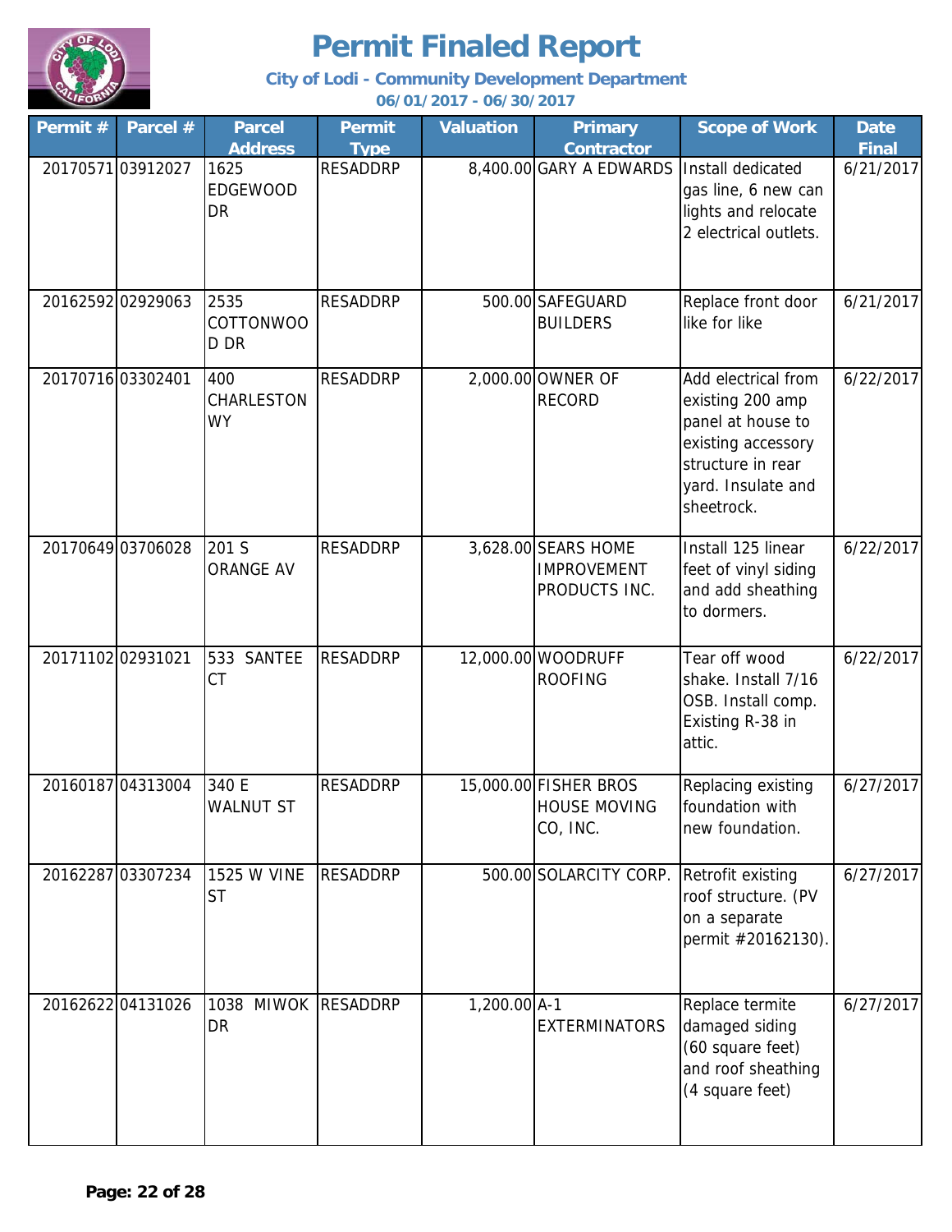# Permit Finaled Report

**City of Lodi - Community Development Department**

**06/01/2017 - 06/30/2017**

| Permit # | Parcel # | Parcel Address | Permit Type | Valuation | Primary Contractor | Scope of Work | Date Final |
|---|---|---|---|---|---|---|---|
| 20170571 | 03912027 | 1625 EDGEWOOD DR | RESADDRP | 8,400.00 | GARY A EDWARDS | Install dedicated gas line, 6 new can lights and relocate 2 electrical outlets. | 6/21/2017 |
| 20162592 | 02929063 | 2535 COTTONWOOD DR | RESADDRP | 500.00 | SAFEGUARD BUILDERS | Replace front door like for like | 6/21/2017 |
| 20170716 | 03302401 | 400 CHARLESTON WY | RESADDRP | 2,000.00 | OWNER OF RECORD | Add electrical from existing 200 amp panel at house to existing accessory structure in rear yard. Insulate and sheetrock. | 6/22/2017 |
| 20170649 | 03706028 | 201 S ORANGE AV | RESADDRP | 3,628.00 | SEARS HOME IMPROVEMENT PRODUCTS INC. | Install 125 linear feet of vinyl siding and add sheathing to dormers. | 6/22/2017 |
| 20171102 | 02931021 | 533 SANTEE CT | RESADDRP | 12,000.00 | WOODRUFF ROOFING | Tear off wood shake. Install 7/16 OSB. Install comp. Existing R-38 in attic. | 6/22/2017 |
| 20160187 | 04313004 | 340 E WALNUT ST | RESADDRP | 15,000.00 | FISHER BROS HOUSE MOVING CO, INC. | Replacing existing foundation with new foundation. | 6/27/2017 |
| 20162287 | 03307234 | 1525 W VINE ST | RESADDRP | 500.00 | SOLARCITY CORP. | Retrofit existing roof structure. (PV on a separate permit #20162130). | 6/27/2017 |
| 20162622 | 04131026 | 1038 MIWOK DR | RESADDRP | 1,200.00 | A-1 EXTERMINATORS | Replace termite damaged siding (60 square feet) and roof sheathing (4 square feet) | 6/27/2017 |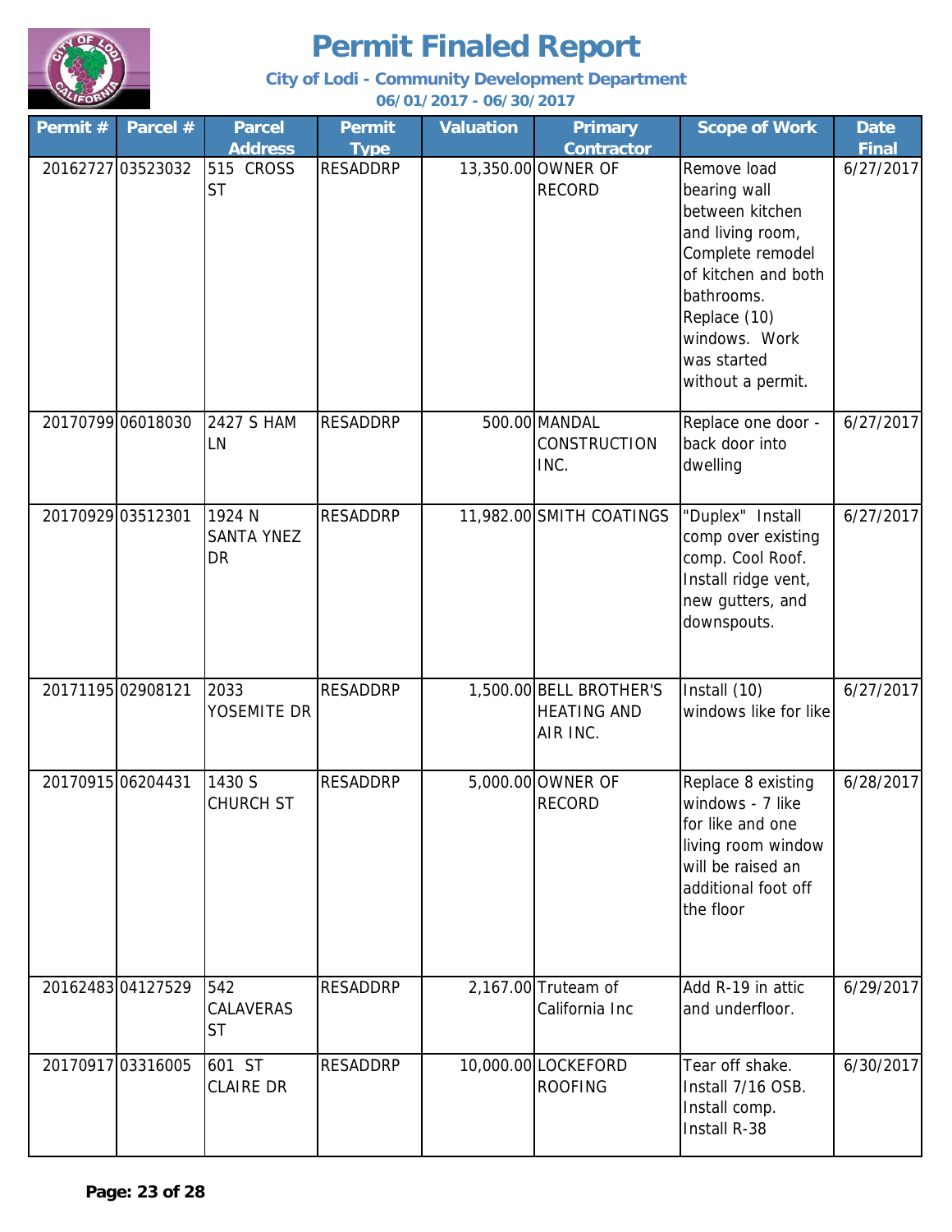# Permit Finaled Report

**City of Lodi - Community Development Department**

**06/01/2017 - 06/30/2017**

| Permit # | Parcel # | Parcel Address | Permit Type | Valuation | Primary Contractor | Scope of Work | Date Final |
|---|---|---|---|---|---|---|---|
| 20162727 | 03523032 | 515 CROSS ST | RESADDRP | 13,350.00 | OWNER OF RECORD | Remove load bearing wall between kitchen and living room, Complete remodel of kitchen and both bathrooms. Replace (10) windows. Work was started without a permit. | 6/27/2017 |
| 20170799 | 06018030 | 2427 S HAM LN | RESADDRP | 500.00 | MANDAL CONSTRUCTION INC. | Replace one door - back door into dwelling | 6/27/2017 |
| 20170929 | 03512301 | 1924 N SANTA YNEZ DR | RESADDRP | 11,982.00 | SMITH COATINGS | "Duplex" Install comp over existing comp. Cool Roof. Install ridge vent, new gutters, and downspouts. | 6/27/2017 |
| 20171195 | 02908121 | 2033 YOSEMITE DR | RESADDRP | 1,500.00 | BELL BROTHER'S HEATING AND AIR INC. | Install (10) windows like for like | 6/27/2017 |
| 20170915 | 06204431 | 1430 S CHURCH ST | RESADDRP | 5,000.00 | OWNER OF RECORD | Replace 8 existing windows - 7 like for like and one living room window will be raised an additional foot off the floor | 6/28/2017 |
| 20162483 | 04127529 | 542 CALAVERAS ST | RESADDRP | 2,167.00 | Truteam of California Inc | Add R-19 in attic and underfloor. | 6/29/2017 |
| 20170917 | 03316005 | 601 ST CLAIRE DR | RESADDRP | 10,000.00 | LOCKEFORD ROOFING | Tear off shake. Install 7/16 OSB. Install comp. Install R-38 | 6/30/2017 |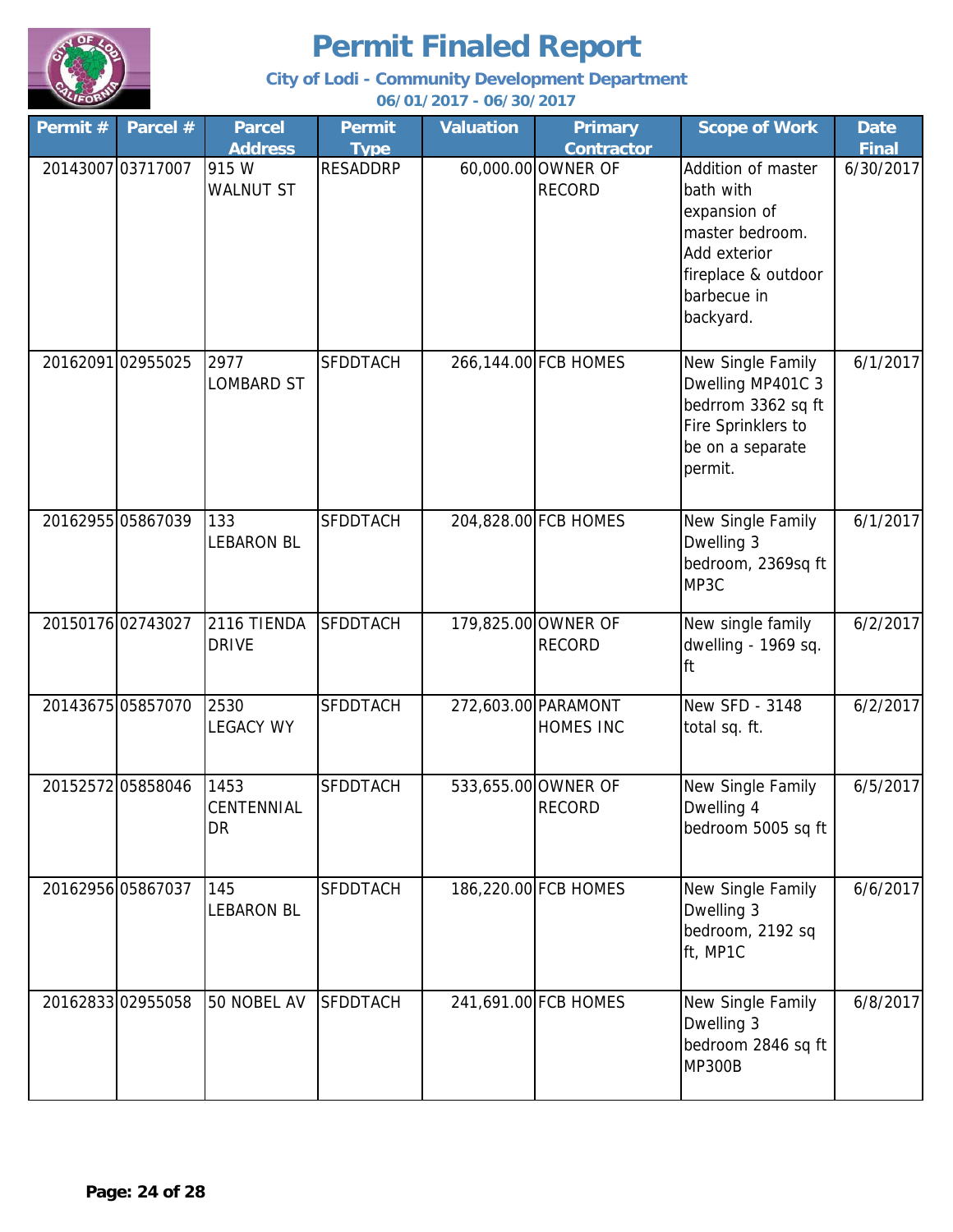# Permit Finaled Report

**City of Lodi - Community Development Department**

**06/01/2017 - 06/30/2017**

| Permit # | Parcel # | Parcel Address | Permit Type | Valuation | Primary Contractor | Scope of Work | Date Final |
|---|---|---|---|---|---|---|---|
| 20143007 | 03717007 | 915 W WALNUT ST | RESADDRP | 60,000.00 | OWNER OF RECORD | Addition of master bath with expansion of master bedroom. Add exterior fireplace & outdoor barbecue in backyard. | 6/30/2017 |
| 20162091 | 02955025 | 2977 LOMBARD ST | SFDDTACH | 266,144.00 | FCB HOMES | New Single Family Dwelling MP401C 3 bedrrom 3362 sq ft Fire Sprinklers to be on a separate permit. | 6/1/2017 |
| 20162955 | 05867039 | 133 LEBARON BL | SFDDTACH | 204,828.00 | FCB HOMES | New Single Family Dwelling 3 bedroom, 2369sq ft MP3C | 6/1/2017 |
| 20150176 | 02743027 | 2116 TIENDA DRIVE | SFDDTACH | 179,825.00 | OWNER OF RECORD | New single family dwelling - 1969 sq. ft | 6/2/2017 |
| 20143675 | 05857070 | 2530 LEGACY WY | SFDDTACH | 272,603.00 | PARAMONT HOMES INC | New SFD - 3148 total sq. ft. | 6/2/2017 |
| 20152572 | 05858046 | 1453 CENTENNIAL DR | SFDDTACH | 533,655.00 | OWNER OF RECORD | New Single Family Dwelling 4 bedroom 5005 sq ft | 6/5/2017 |
| 20162956 | 05867037 | 145 LEBARON BL | SFDDTACH | 186,220.00 | FCB HOMES | New Single Family Dwelling 3 bedroom, 2192 sq ft, MP1C | 6/6/2017 |
| 20162833 | 02955058 | 50 NOBEL AV | SFDDTACH | 241,691.00 | FCB HOMES | New Single Family Dwelling 3 bedroom 2846 sq ft MP300B | 6/8/2017 |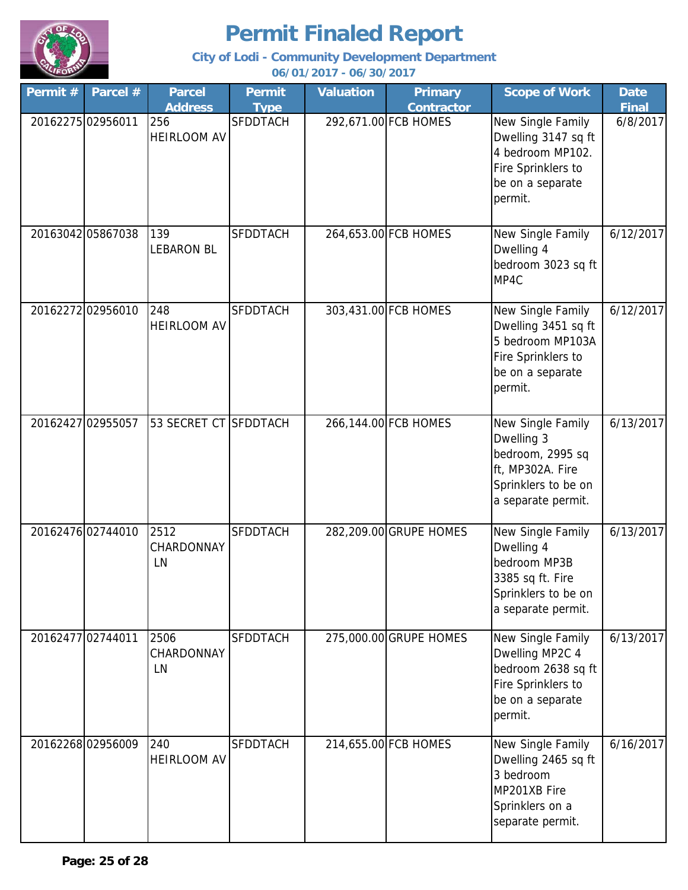# Permit Finaled Report

**City of Lodi - Community Development Department**

**06/01/2017 - 06/30/2017**

| Permit # | Parcel # | Parcel Address | Permit Type | Valuation | Primary Contractor | Scope of Work | Date Final |
|---|---|---|---|---|---|---|---|
| 20162275 | 02956011 | 256 HEIRLOOM AV | SFDDTACH | 292,671.00 | FCB HOMES | New Single Family Dwelling 3147 sq ft 4 bedroom MP102. Fire Sprinklers to be on a separate permit. | 6/8/2017 |
| 20163042 | 05867038 | 139 LEBARON BL | SFDDTACH | 264,653.00 | FCB HOMES | New Single Family Dwelling 4 bedroom 3023 sq ft MP4C | 6/12/2017 |
| 20162272 | 02956010 | 248 HEIRLOOM AV | SFDDTACH | 303,431.00 | FCB HOMES | New Single Family Dwelling 3451 sq ft 5 bedroom MP103A Fire Sprinklers to be on a separate permit. | 6/12/2017 |
| 20162427 | 02955057 | 53 SECRET CT | SFDDTACH | 266,144.00 | FCB HOMES | New Single Family Dwelling 3 bedroom, 2995 sq ft, MP302A. Fire Sprinklers to be on a separate permit. | 6/13/2017 |
| 20162476 | 02744010 | 2512 CHARDONNAY LN | SFDDTACH | 282,209.00 | GRUPE HOMES | New Single Family Dwelling 4 bedroom MP3B 3385 sq ft. Fire Sprinklers to be on a separate permit. | 6/13/2017 |
| 20162477 | 02744011 | 2506 CHARDONNAY LN | SFDDTACH | 275,000.00 | GRUPE HOMES | New Single Family Dwelling MP2C 4 bedroom 2638 sq ft Fire Sprinklers to be on a separate permit. | 6/13/2017 |
| 20162268 | 02956009 | 240 HEIRLOOM AV | SFDDTACH | 214,655.00 | FCB HOMES | New Single Family Dwelling 2465 sq ft 3 bedroom MP201XB Fire Sprinklers on a separate permit. | 6/16/2017 |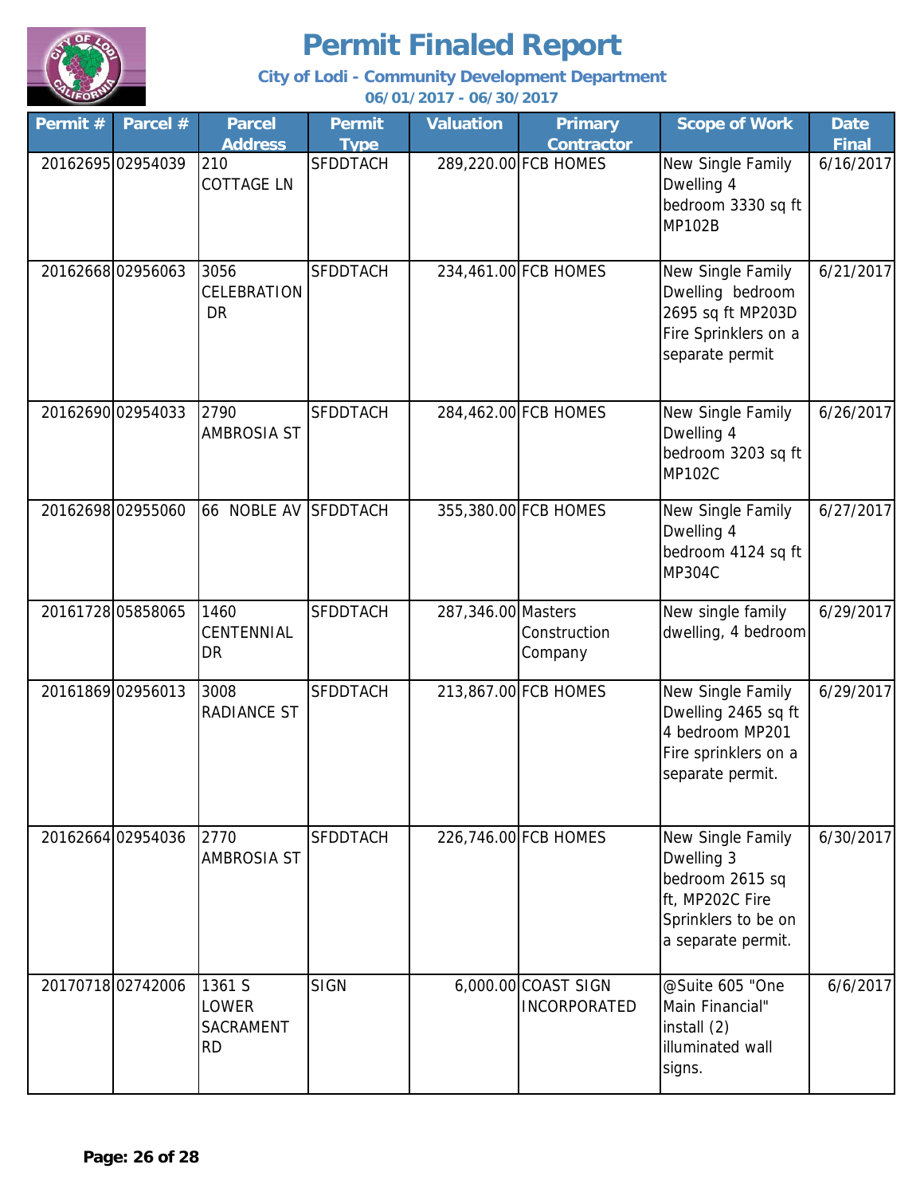# Permit Finaled Report

**City of Lodi - Community Development Department**

**06/01/2017 - 06/30/2017**

| Permit # | Parcel # | Parcel Address | Permit Type | Valuation | Primary Contractor | Scope of Work | Date Final |
|---|---|---|---|---|---|---|---|
| 20162695 | 02954039 | 210 COTTAGE LN | SFDDTACH | 289,220.00 | FCB HOMES | New Single Family Dwelling 4 bedroom 3330 sq ft MP102B | 6/16/2017 |
| 20162668 | 02956063 | 3056 CELEBRATION DR | SFDDTACH | 234,461.00 | FCB HOMES | New Single Family Dwelling bedroom 2695 sq ft MP203D Fire Sprinklers on a separate permit | 6/21/2017 |
| 20162690 | 02954033 | 2790 AMBROSIA ST | SFDDTACH | 284,462.00 | FCB HOMES | New Single Family Dwelling 4 bedroom 3203 sq ft MP102C | 6/26/2017 |
| 20162698 | 02955060 | 66 NOBLE AV | SFDDTACH | 355,380.00 | FCB HOMES | New Single Family Dwelling 4 bedroom 4124 sq ft MP304C | 6/27/2017 |
| 20161728 | 05858065 | 1460 CENTENNIAL DR | SFDDTACH | 287,346.00 | Masters Construction Company | New single family dwelling, 4 bedroom | 6/29/2017 |
| 20161869 | 02956013 | 3008 RADIANCE ST | SFDDTACH | 213,867.00 | FCB HOMES | New Single Family Dwelling 2465 sq ft 4 bedroom MP201 Fire sprinklers on a separate permit. | 6/29/2017 |
| 20162664 | 02954036 | 2770 AMBROSIA ST | SFDDTACH | 226,746.00 | FCB HOMES | New Single Family Dwelling 3 bedroom 2615 sq ft, MP202C Fire Sprinklers to be on a separate permit. | 6/30/2017 |
| 20170718 | 02742006 | 1361 S LOWER SACRAMENT RD | SIGN | 6,000.00 | COAST SIGN INCORPORATED | @Suite 605 "One Main Financial" install (2) illuminated wall signs. | 6/6/2017 |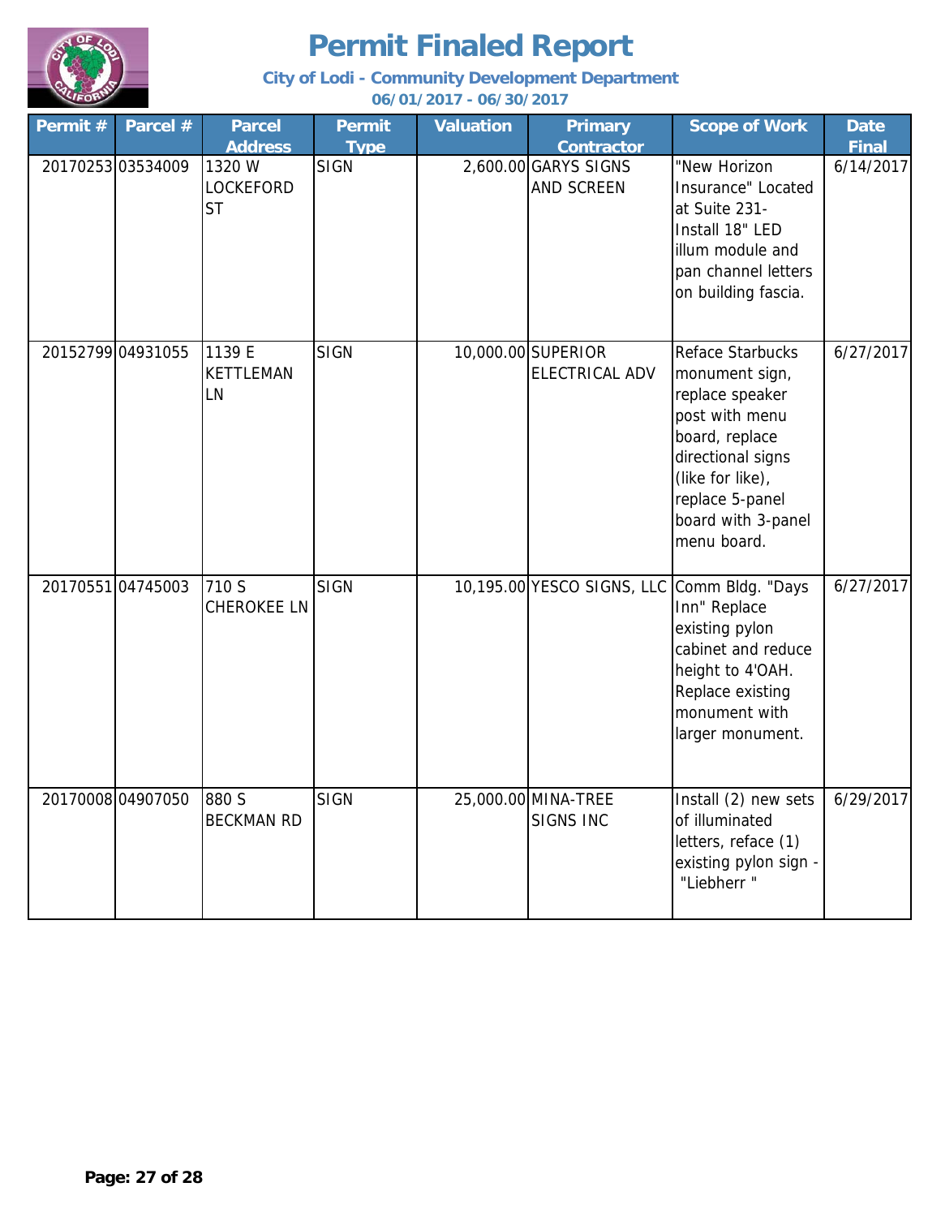# Permit Finaled Report

**City of Lodi - Community Development Department**

**06/01/2017 - 06/30/2017**

| Permit # | Parcel # | Parcel Address | Permit Type | Valuation | Primary Contractor | Scope of Work | Date Final |
|---|---|---|---|---|---|---|---|
| 20170253 | 03534009 | 1320 W LOCKEFORD ST | SIGN | 2,600.00 | GARYS SIGNS AND SCREEN | "New Horizon Insurance" Located at Suite 231- Install 18" LED illum module and pan channel letters on building fascia. | 6/14/2017 |
| 20152799 | 04931055 | 1139 E KETTLEMAN LN | SIGN | 10,000.00 | SUPERIOR ELECTRICAL ADV | Reface Starbucks monument sign, replace speaker post with menu board, replace directional signs (like for like), replace 5-panel board with 3-panel menu board. | 6/27/2017 |
| 20170551 | 04745003 | 710 S CHEROKEE LN | SIGN | 10,195.00 | YESCO SIGNS, LLC | Comm Bldg. "Days Inn" Replace existing pylon cabinet and reduce height to 4'OAH. Replace existing monument with larger monument. | 6/27/2017 |
| 20170008 | 04907050 | 880 S BECKMAN RD | SIGN | 25,000.00 | MINA-TREE SIGNS INC | Install (2) new sets of illuminated letters, reface (1) existing pylon sign - "Liebherr " | 6/29/2017 |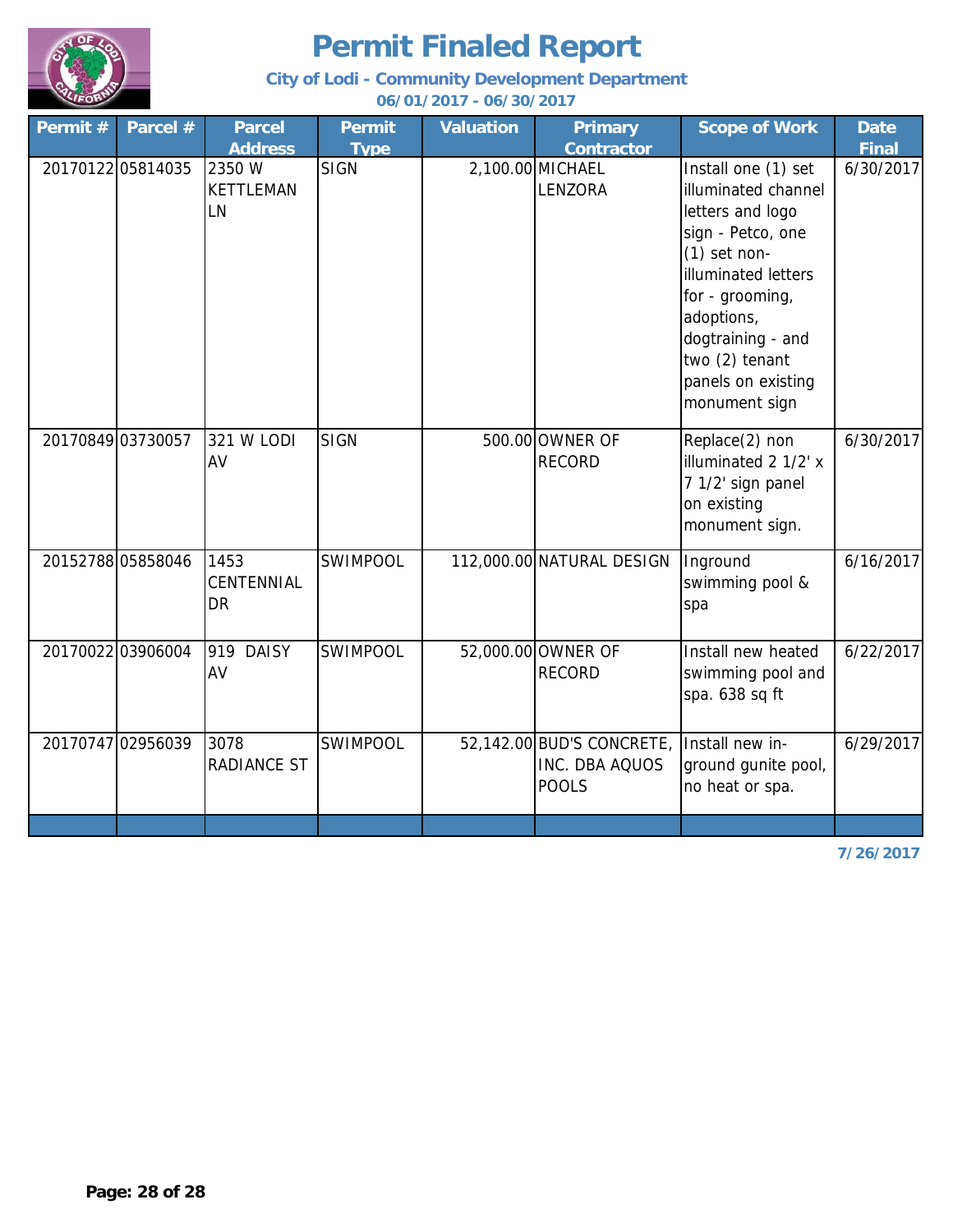# Permit Finaled Report

**City of Lodi - Community Development Department**

**06/01/2017 - 06/30/2017**

| Permit # | Parcel # | Parcel Address | Permit Type | Valuation | Primary Contractor | Scope of Work | Date Final |
|---|---|---|---|---|---|---|---|
| 20170122 | 05814035 | 2350 W KETTLEMAN LN | SIGN | 2,100.00 | MICHAEL LENZORA | Install one (1) set illuminated channel letters and logo sign - Petco, one (1) set non-illuminated letters for - grooming, adoptions, dogtraining - and two (2) tenant panels on existing monument sign | 6/30/2017 |
| 20170849 | 03730057 | 321 W LODI AV | SIGN | 500.00 | OWNER OF RECORD | Replace(2) non illuminated 2 1/2' x 7 1/2' sign panel on existing monument sign. | 6/30/2017 |
| 20152788 | 05858046 | 1453 CENTENNIAL DR | SWIMPOOL | 112,000.00 | NATURAL DESIGN | Inground swimming pool & spa | 6/16/2017 |
| 20170022 | 03906004 | 919 DAISY AV | SWIMPOOL | 52,000.00 | OWNER OF RECORD | Install new heated swimming pool and spa. 638 sq ft | 6/22/2017 |
| 20170747 | 02956039 | 3078 RADIANCE ST | SWIMPOOL | 52,142.00 | BUD'S CONCRETE, INC. DBA AQUOS POOLS | Install new in-ground gunite pool, no heat or spa. | 6/29/2017 |
| | | | | | | | |

7/26/2017